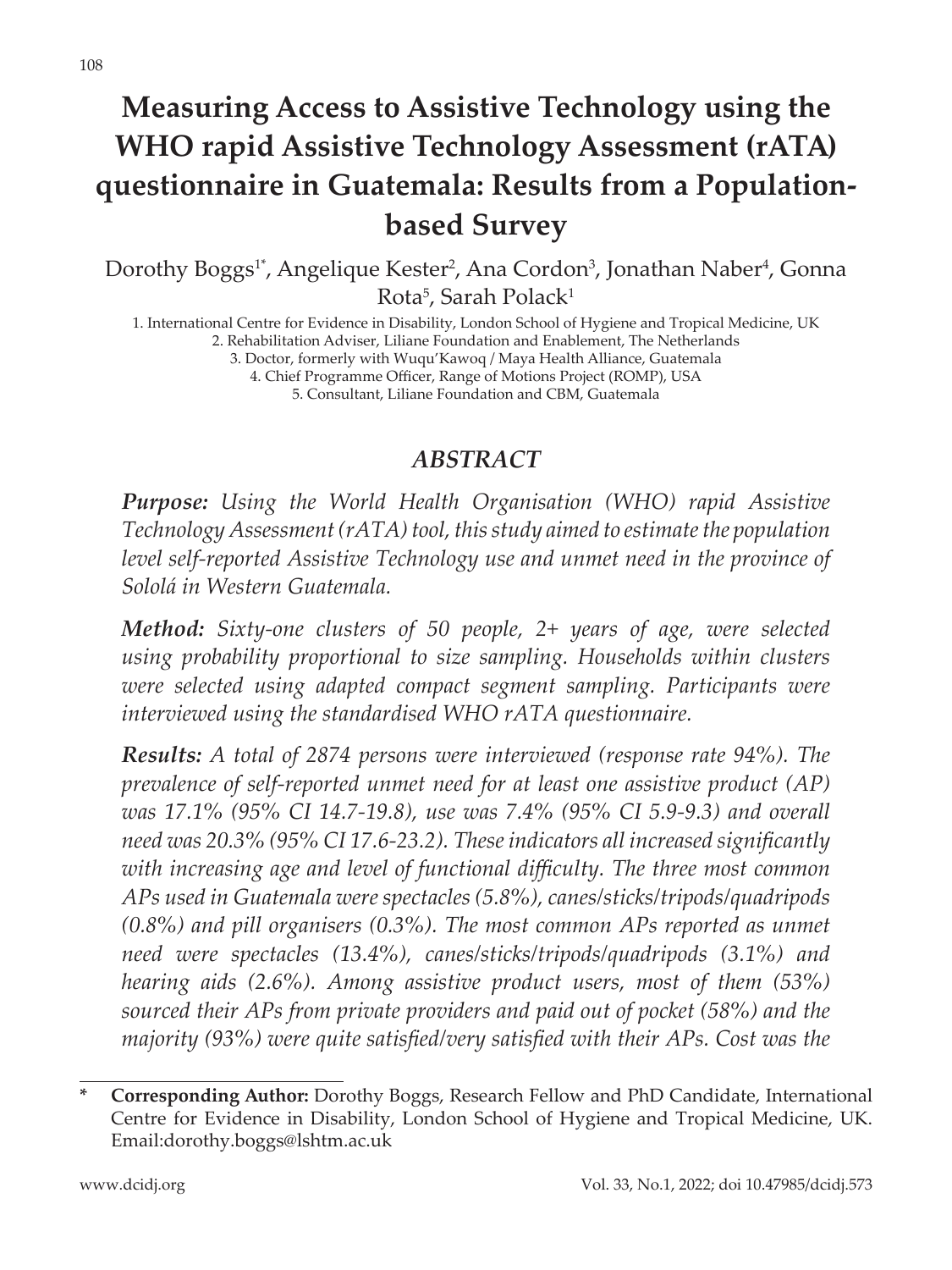# Measuring Access to Assistive Technology using the WHO rapid Assistive Technology Assessment (rATA) questionnaire in Guatemala: Results from a Population-based Survey

Dorothy Boggs[1*], Angelique Kester[2], Ana Cordon[3], Jonathan Naber[4], Gonna Rota[5], Sarah Polack[1]

1. International Centre for Evidence in Disability, London School of Hygiene and Tropical Medicine, UK
2. Rehabilitation Adviser, Liliane Foundation and Enablement, The Netherlands
3. Doctor, formerly with Wuqu'Kawoq / Maya Health Alliance, Guatemala
4. Chief Programme Officer, Range of Motions Project (ROMP), USA
5. Consultant, Liliane Foundation and CBM, Guatemala

## *ABSTRACT*

***Purpose:*** *Using the World Health Organisation (WHO) rapid Assistive Technology Assessment (rATA) tool, this study aimed to estimate the population level self-reported Assistive Technology use and unmet need in the province of Sololá in Western Guatemala.*

***Method:*** *Sixty-one clusters of 50 people, 2+ years of age, were selected using probability proportional to size sampling. Households within clusters were selected using adapted compact segment sampling. Participants were interviewed using the standardised WHO rATA questionnaire.*

***Results:*** *A total of 2874 persons were interviewed (response rate 94%). The prevalence of self-reported unmet need for at least one assistive product (AP) was 17.1% (95% CI 14.7-19.8), use was 7.4% (95% CI 5.9-9.3) and overall need was 20.3% (95% CI 17.6-23.2). These indicators all increased significantly with increasing age and level of functional difficulty. The three most common APs used in Guatemala were spectacles (5.8%), canes/sticks/tripods/quadripods (0.8%) and pill organisers (0.3%). The most common APs reported as unmet need were spectacles (13.4%), canes/sticks/tripods/quadripods (3.1%) and hearing aids (2.6%). Among assistive product users, most of them (53%) sourced their APs from private providers and paid out of pocket (58%) and the majority (93%) were quite satisfied/very satisfied with their APs. Cost was the*

---

**\* Corresponding Author:** Dorothy Boggs, Research Fellow and PhD Candidate, International Centre for Evidence in Disability, London School of Hygiene and Tropical Medicine, UK. Email:dorothy.boggs@lshtm.ac.uk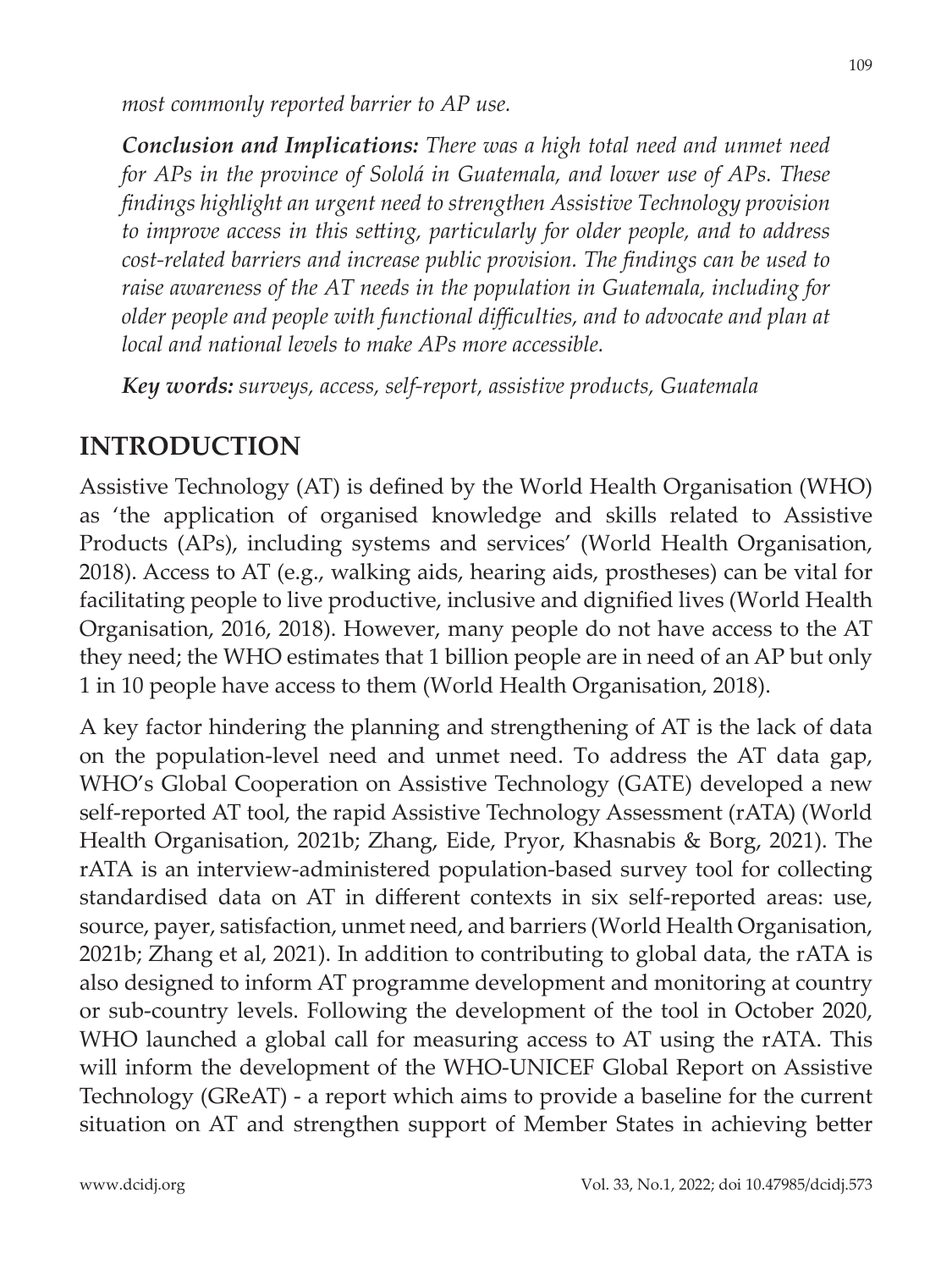*most commonly reported barrier to AP use.*

***Conclusion and Implications:*** *There was a high total need and unmet need for APs in the province of Sololá in Guatemala, and lower use of APs. These findings highlight an urgent need to strengthen Assistive Technology provision to improve access in this setting, particularly for older people, and to address cost-related barriers and increase public provision. The findings can be used to raise awareness of the AT needs in the population in Guatemala, including for older people and people with functional difficulties, and to advocate and plan at local and national levels to make APs more accessible.*

***Key words:*** *surveys, access, self-report, assistive products, Guatemala*

## INTRODUCTION

Assistive Technology (AT) is defined by the World Health Organisation (WHO) as 'the application of organised knowledge and skills related to Assistive Products (APs), including systems and services' (World Health Organisation, 2018). Access to AT (e.g., walking aids, hearing aids, prostheses) can be vital for facilitating people to live productive, inclusive and dignified lives (World Health Organisation, 2016, 2018). However, many people do not have access to the AT they need; the WHO estimates that 1 billion people are in need of an AP but only 1 in 10 people have access to them (World Health Organisation, 2018).

A key factor hindering the planning and strengthening of AT is the lack of data on the population-level need and unmet need. To address the AT data gap, WHO's Global Cooperation on Assistive Technology (GATE) developed a new self-reported AT tool, the rapid Assistive Technology Assessment (rATA) (World Health Organisation, 2021b; Zhang, Eide, Pryor, Khasnabis & Borg, 2021). The rATA is an interview-administered population-based survey tool for collecting standardised data on AT in different contexts in six self-reported areas: use, source, payer, satisfaction, unmet need, and barriers (World Health Organisation, 2021b; Zhang et al, 2021). In addition to contributing to global data, the rATA is also designed to inform AT programme development and monitoring at country or sub-country levels. Following the development of the tool in October 2020, WHO launched a global call for measuring access to AT using the rATA. This will inform the development of the WHO-UNICEF Global Report on Assistive Technology (GReAT) - a report which aims to provide a baseline for the current situation on AT and strengthen support of Member States in achieving better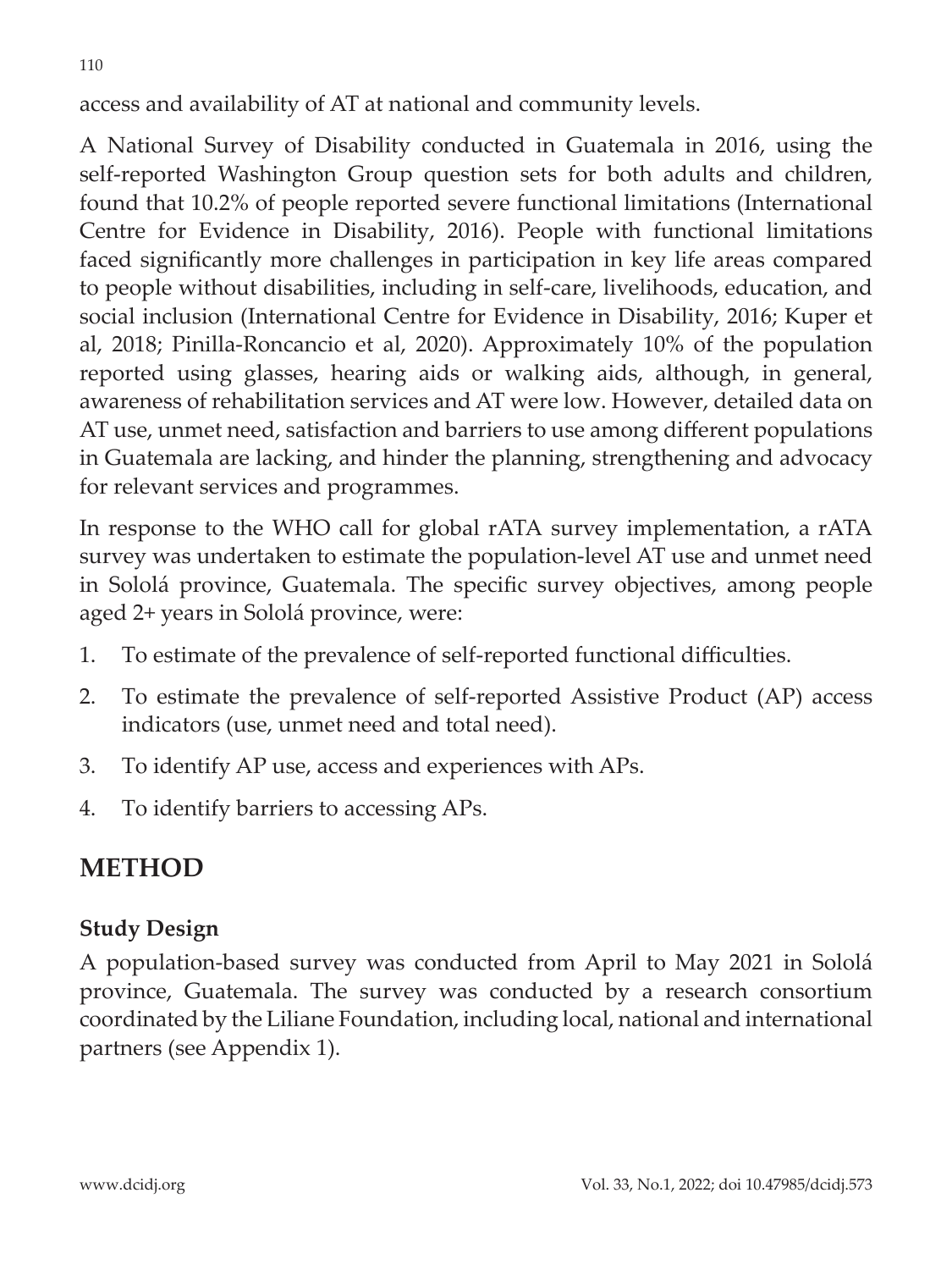access and availability of AT at national and community levels.

A National Survey of Disability conducted in Guatemala in 2016, using the self-reported Washington Group question sets for both adults and children, found that 10.2% of people reported severe functional limitations (International Centre for Evidence in Disability, 2016). People with functional limitations faced significantly more challenges in participation in key life areas compared to people without disabilities, including in self-care, livelihoods, education, and social inclusion (International Centre for Evidence in Disability, 2016; Kuper et al, 2018; Pinilla-Roncancio et al, 2020). Approximately 10% of the population reported using glasses, hearing aids or walking aids, although, in general, awareness of rehabilitation services and AT were low. However, detailed data on AT use, unmet need, satisfaction and barriers to use among different populations in Guatemala are lacking, and hinder the planning, strengthening and advocacy for relevant services and programmes.

In response to the WHO call for global rATA survey implementation, a rATA survey was undertaken to estimate the population-level AT use and unmet need in Sololá province, Guatemala. The specific survey objectives, among people aged 2+ years in Sololá province, were:

1. To estimate of the prevalence of self-reported functional difficulties.
2. To estimate the prevalence of self-reported Assistive Product (AP) access indicators (use, unmet need and total need).
3. To identify AP use, access and experiences with APs.
4. To identify barriers to accessing APs.

## METHOD

### Study Design

A population-based survey was conducted from April to May 2021 in Sololá province, Guatemala. The survey was conducted by a research consortium coordinated by the Liliane Foundation, including local, national and international partners (see Appendix 1).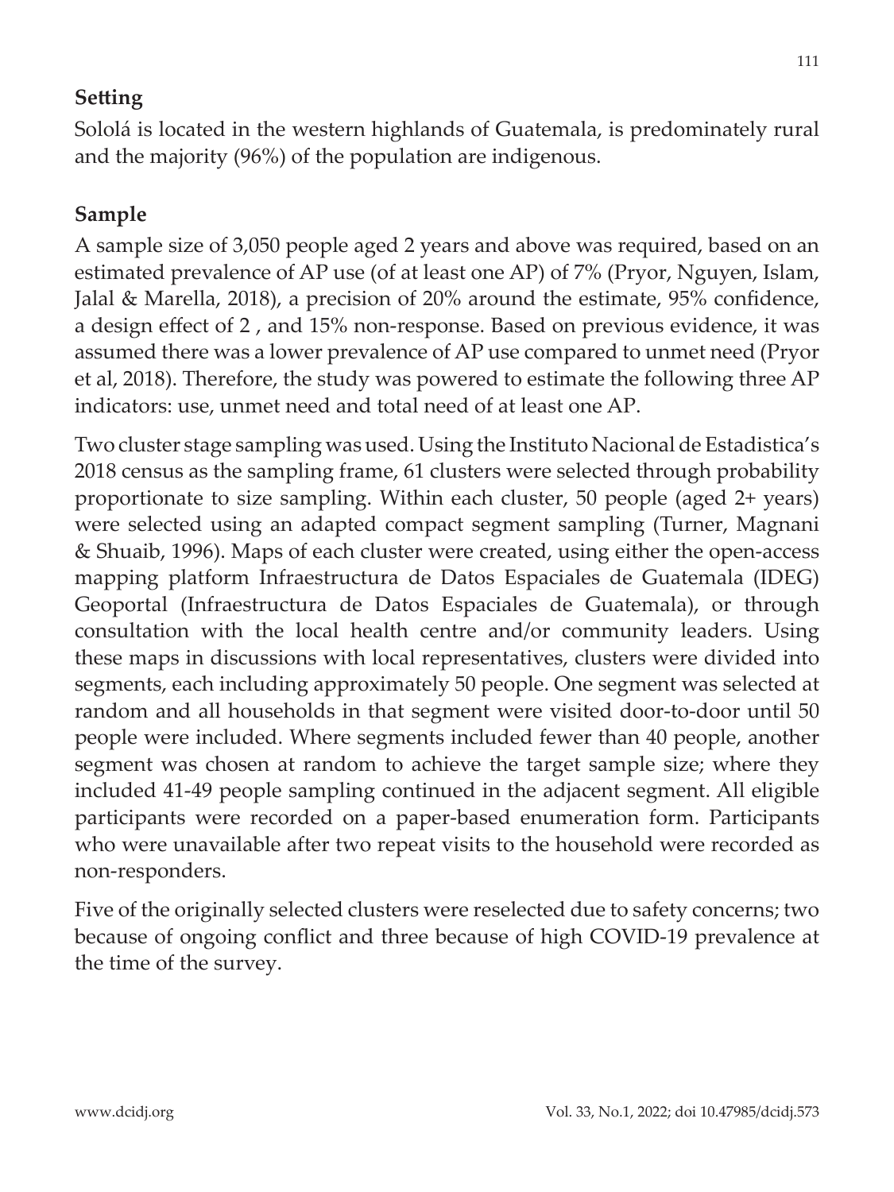## Setting

Sololá is located in the western highlands of Guatemala, is predominately rural and the majority (96%) of the population are indigenous.

## Sample

A sample size of 3,050 people aged 2 years and above was required, based on an estimated prevalence of AP use (of at least one AP) of 7% (Pryor, Nguyen, Islam, Jalal & Marella, 2018), a precision of 20% around the estimate, 95% confidence, a design effect of 2 , and 15% non-response. Based on previous evidence, it was assumed there was a lower prevalence of AP use compared to unmet need (Pryor et al, 2018). Therefore, the study was powered to estimate the following three AP indicators: use, unmet need and total need of at least one AP.

Two cluster stage sampling was used. Using the Instituto Nacional de Estadistica's 2018 census as the sampling frame, 61 clusters were selected through probability proportionate to size sampling. Within each cluster, 50 people (aged 2+ years) were selected using an adapted compact segment sampling (Turner, Magnani & Shuaib, 1996). Maps of each cluster were created, using either the open-access mapping platform Infraestructura de Datos Espaciales de Guatemala (IDEG) Geoportal (Infraestructura de Datos Espaciales de Guatemala), or through consultation with the local health centre and/or community leaders. Using these maps in discussions with local representatives, clusters were divided into segments, each including approximately 50 people. One segment was selected at random and all households in that segment were visited door-to-door until 50 people were included. Where segments included fewer than 40 people, another segment was chosen at random to achieve the target sample size; where they included 41-49 people sampling continued in the adjacent segment. All eligible participants were recorded on a paper-based enumeration form. Participants who were unavailable after two repeat visits to the household were recorded as non-responders.

Five of the originally selected clusters were reselected due to safety concerns; two because of ongoing conflict and three because of high COVID-19 prevalence at the time of the survey.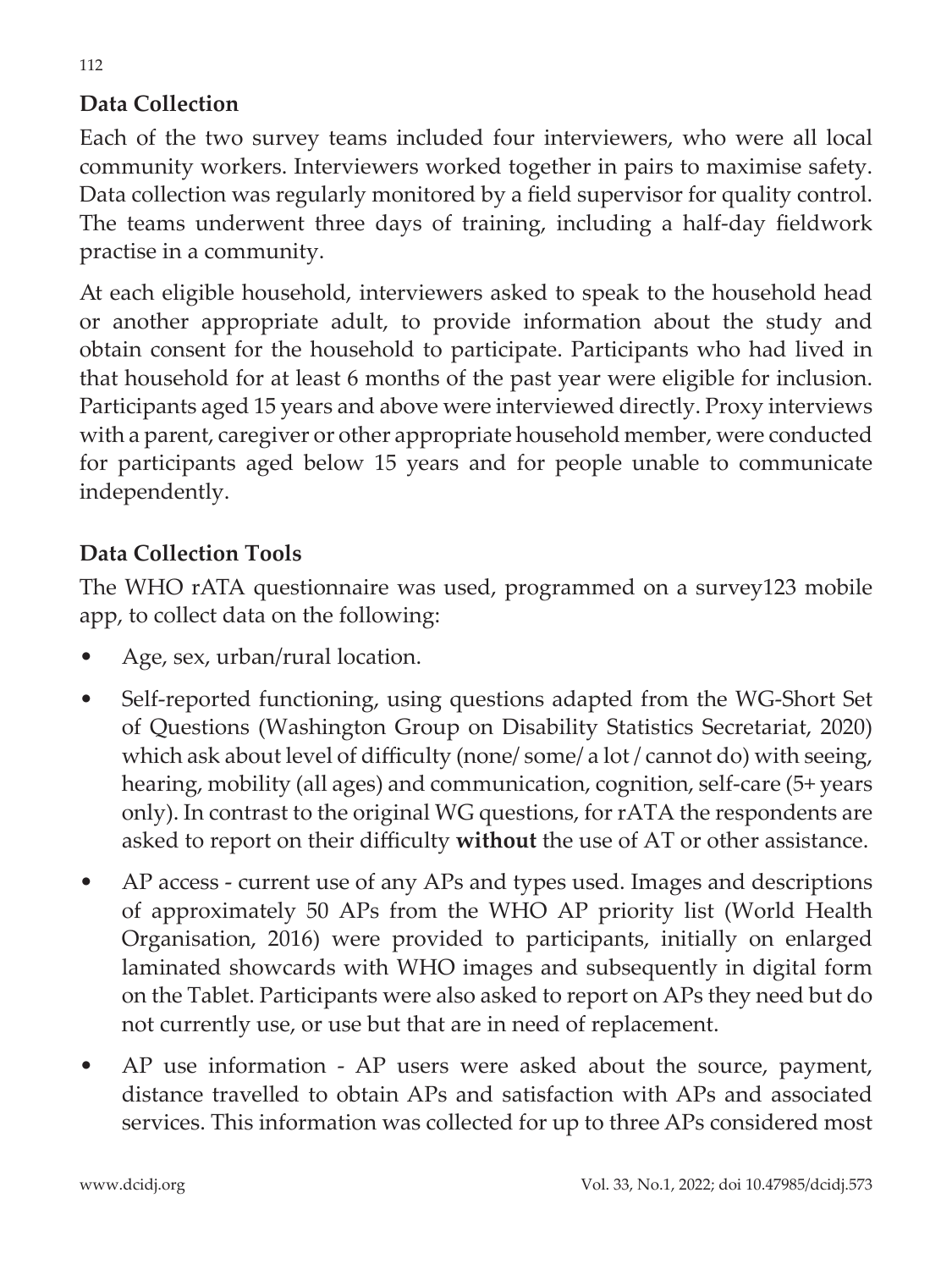## Data Collection

Each of the two survey teams included four interviewers, who were all local community workers. Interviewers worked together in pairs to maximise safety. Data collection was regularly monitored by a field supervisor for quality control. The teams underwent three days of training, including a half-day fieldwork practise in a community.

At each eligible household, interviewers asked to speak to the household head or another appropriate adult, to provide information about the study and obtain consent for the household to participate. Participants who had lived in that household for at least 6 months of the past year were eligible for inclusion. Participants aged 15 years and above were interviewed directly. Proxy interviews with a parent, caregiver or other appropriate household member, were conducted for participants aged below 15 years and for people unable to communicate independently.

## Data Collection Tools

The WHO rATA questionnaire was used, programmed on a survey123 mobile app, to collect data on the following:

- Age, sex, urban/rural location.
- Self-reported functioning, using questions adapted from the WG-Short Set of Questions (Washington Group on Disability Statistics Secretariat, 2020) which ask about level of difficulty (none/ some/ a lot / cannot do) with seeing, hearing, mobility (all ages) and communication, cognition, self-care (5+ years only). In contrast to the original WG questions, for rATA the respondents are asked to report on their difficulty **without** the use of AT or other assistance.
- AP access - current use of any APs and types used. Images and descriptions of approximately 50 APs from the WHO AP priority list (World Health Organisation, 2016) were provided to participants, initially on enlarged laminated showcards with WHO images and subsequently in digital form on the Tablet. Participants were also asked to report on APs they need but do not currently use, or use but that are in need of replacement.
- AP use information - AP users were asked about the source, payment, distance travelled to obtain APs and satisfaction with APs and associated services. This information was collected for up to three APs considered most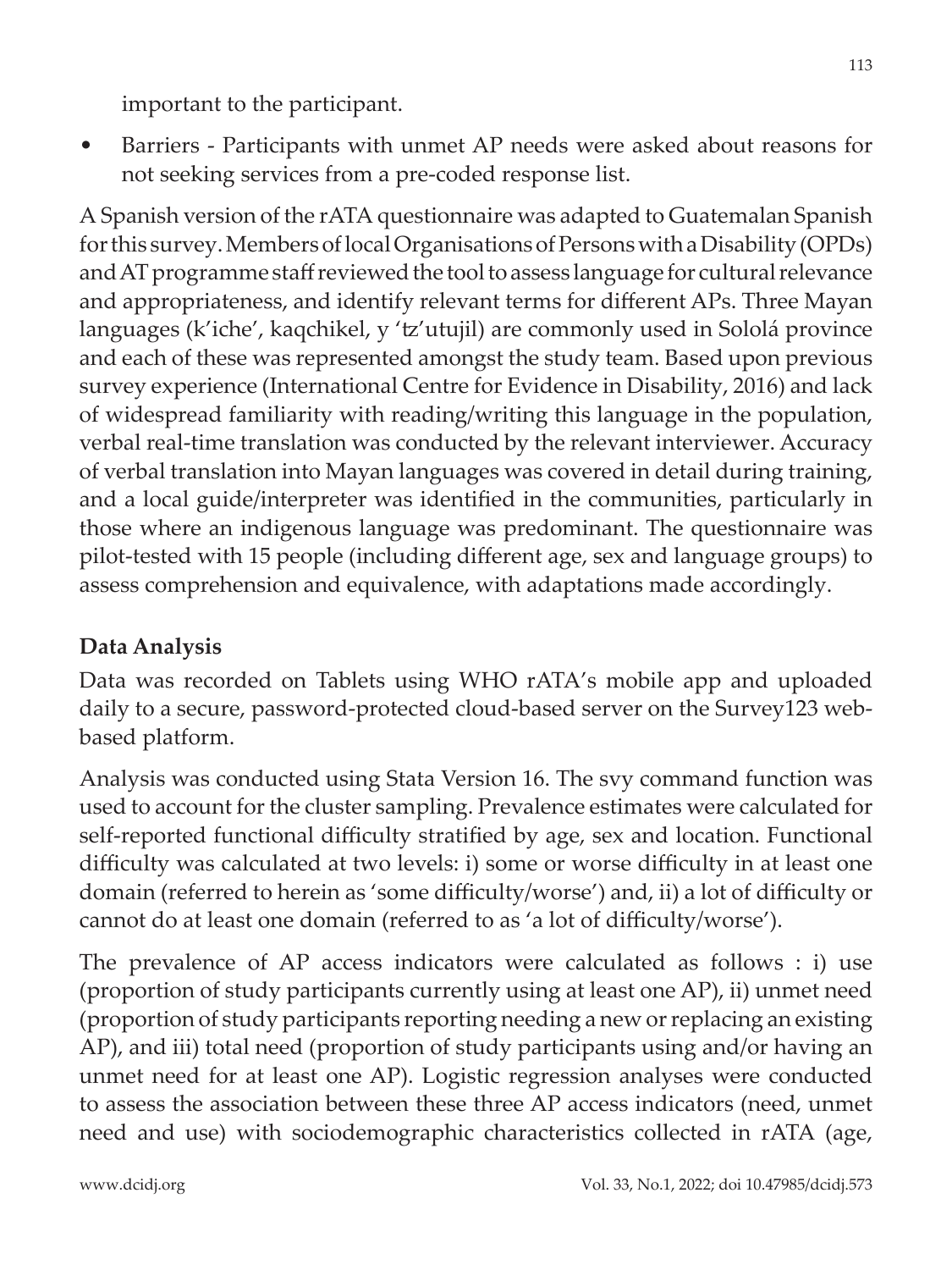important to the participant.

- Barriers - Participants with unmet AP needs were asked about reasons for not seeking services from a pre-coded response list.

A Spanish version of the rATA questionnaire was adapted to Guatemalan Spanish for this survey. Members of local Organisations of Persons with a Disability (OPDs) and AT programme staff reviewed the tool to assess language for cultural relevance and appropriateness, and identify relevant terms for different APs. Three Mayan languages (k'iche', kaqchikel, y 'tz'utujil) are commonly used in Sololá province and each of these was represented amongst the study team. Based upon previous survey experience (International Centre for Evidence in Disability, 2016) and lack of widespread familiarity with reading/writing this language in the population, verbal real-time translation was conducted by the relevant interviewer. Accuracy of verbal translation into Mayan languages was covered in detail during training, and a local guide/interpreter was identified in the communities, particularly in those where an indigenous language was predominant. The questionnaire was pilot-tested with 15 people (including different age, sex and language groups) to assess comprehension and equivalence, with adaptations made accordingly.

**Data Analysis**

Data was recorded on Tablets using WHO rATA's mobile app and uploaded daily to a secure, password-protected cloud-based server on the Survey123 web-based platform.

Analysis was conducted using Stata Version 16. The svy command function was used to account for the cluster sampling. Prevalence estimates were calculated for self-reported functional difficulty stratified by age, sex and location. Functional difficulty was calculated at two levels: i) some or worse difficulty in at least one domain (referred to herein as 'some difficulty/worse') and, ii) a lot of difficulty or cannot do at least one domain (referred to as 'a lot of difficulty/worse').

The prevalence of AP access indicators were calculated as follows : i) use (proportion of study participants currently using at least one AP), ii) unmet need (proportion of study participants reporting needing a new or replacing an existing AP), and iii) total need (proportion of study participants using and/or having an unmet need for at least one AP). Logistic regression analyses were conducted to assess the association between these three AP access indicators (need, unmet need and use) with sociodemographic characteristics collected in rATA (age,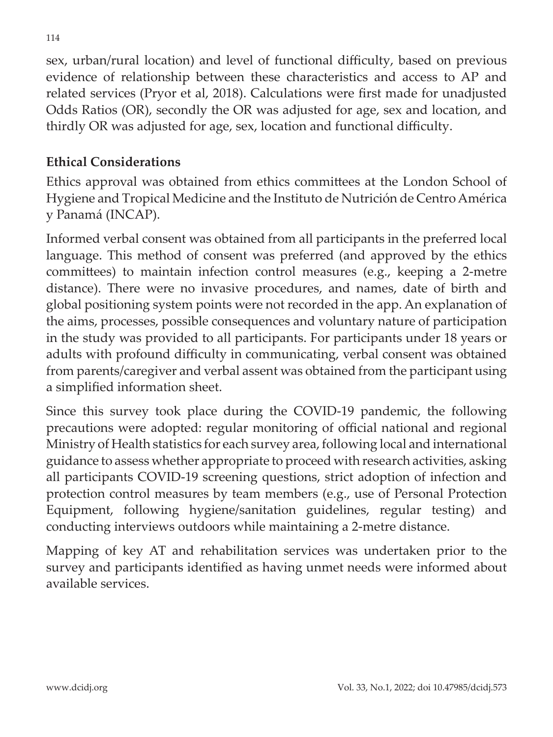sex, urban/rural location) and level of functional difficulty, based on previous evidence of relationship between these characteristics and access to AP and related services (Pryor et al, 2018). Calculations were first made for unadjusted Odds Ratios (OR), secondly the OR was adjusted for age, sex and location, and thirdly OR was adjusted for age, sex, location and functional difficulty.

## Ethical Considerations

Ethics approval was obtained from ethics committees at the London School of Hygiene and Tropical Medicine and the Instituto de Nutrición de Centro América y Panamá (INCAP).

Informed verbal consent was obtained from all participants in the preferred local language. This method of consent was preferred (and approved by the ethics committees) to maintain infection control measures (e.g., keeping a 2-metre distance). There were no invasive procedures, and names, date of birth and global positioning system points were not recorded in the app. An explanation of the aims, processes, possible consequences and voluntary nature of participation in the study was provided to all participants. For participants under 18 years or adults with profound difficulty in communicating, verbal consent was obtained from parents/caregiver and verbal assent was obtained from the participant using a simplified information sheet.

Since this survey took place during the COVID-19 pandemic, the following precautions were adopted: regular monitoring of official national and regional Ministry of Health statistics for each survey area, following local and international guidance to assess whether appropriate to proceed with research activities, asking all participants COVID-19 screening questions, strict adoption of infection and protection control measures by team members (e.g., use of Personal Protection Equipment, following hygiene/sanitation guidelines, regular testing) and conducting interviews outdoors while maintaining a 2-metre distance.

Mapping of key AT and rehabilitation services was undertaken prior to the survey and participants identified as having unmet needs were informed about available services.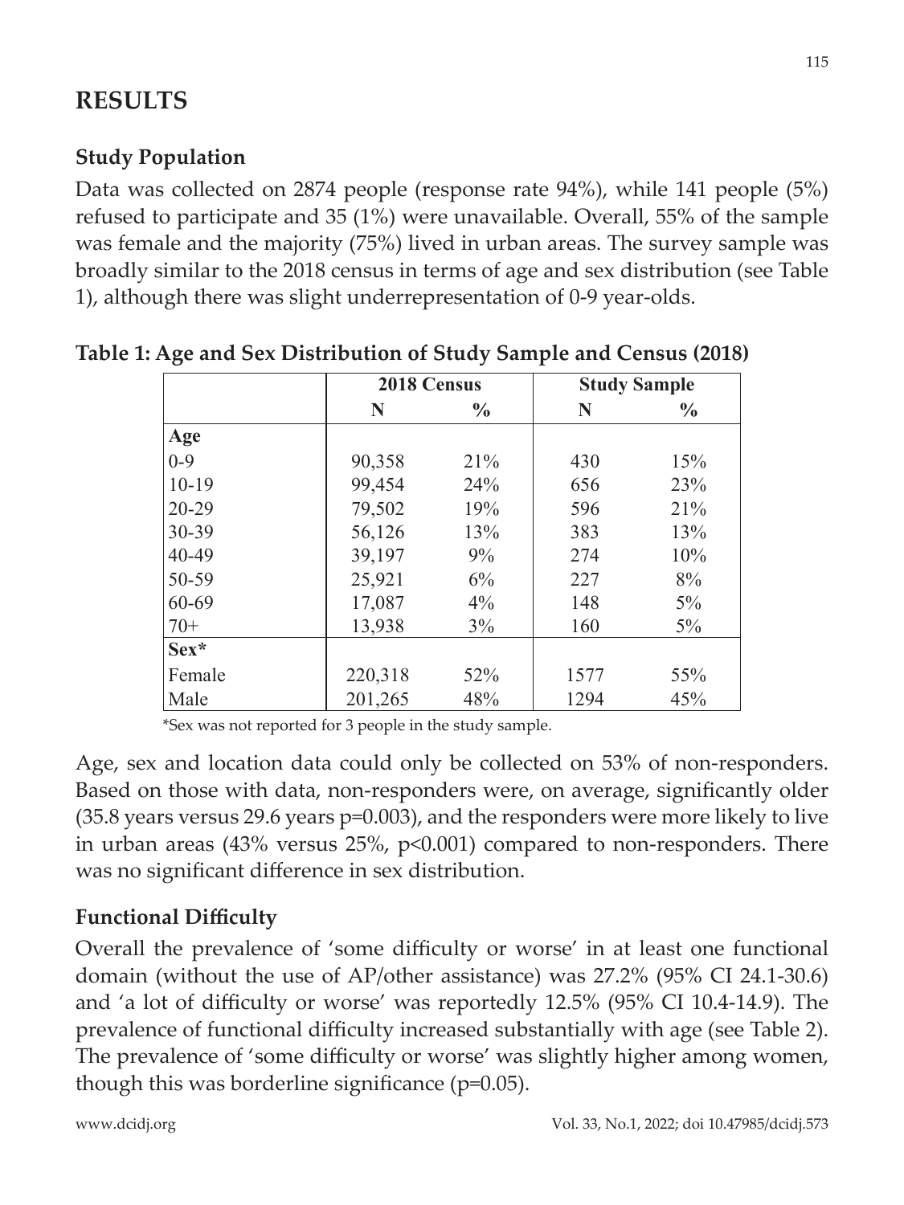## RESULTS

### Study Population

Data was collected on 2874 people (response rate 94%), while 141 people (5%) refused to participate and 35 (1%) were unavailable. Overall, 55% of the sample was female and the majority (75%) lived in urban areas. The survey sample was broadly similar to the 2018 census in terms of age and sex distribution (see Table 1), although there was slight underrepresentation of 0-9 year-olds.

**Table 1: Age and Sex Distribution of Study Sample and Census (2018)**

| | 2018 Census | | Study Sample | |
|---|---|---|---|---|
| | N | % | N | % |
| **Age** | | | | |
| 0-9 | 90,358 | 21% | 430 | 15% |
| 10-19 | 99,454 | 24% | 656 | 23% |
| 20-29 | 79,502 | 19% | 596 | 21% |
| 30-39 | 56,126 | 13% | 383 | 13% |
| 40-49 | 39,197 | 9% | 274 | 10% |
| 50-59 | 25,921 | 6% | 227 | 8% |
| 60-69 | 17,087 | 4% | 148 | 5% |
| 70+ | 13,938 | 3% | 160 | 5% |
| **Sex*** | | | | |
| Female | 220,318 | 52% | 1577 | 55% |
| Male | 201,265 | 48% | 1294 | 45% |

*Sex was not reported for 3 people in the study sample.

Age, sex and location data could only be collected on 53% of non-responders. Based on those with data, non-responders were, on average, significantly older (35.8 years versus 29.6 years p=0.003), and the responders were more likely to live in urban areas (43% versus 25%, p<0.001) compared to non-responders. There was no significant difference in sex distribution.

### Functional Difficulty

Overall the prevalence of 'some difficulty or worse' in at least one functional domain (without the use of AP/other assistance) was 27.2% (95% CI 24.1-30.6) and 'a lot of difficulty or worse' was reportedly 12.5% (95% CI 10.4-14.9). The prevalence of functional difficulty increased substantially with age (see Table 2). The prevalence of 'some difficulty or worse' was slightly higher among women, though this was borderline significance (p=0.05).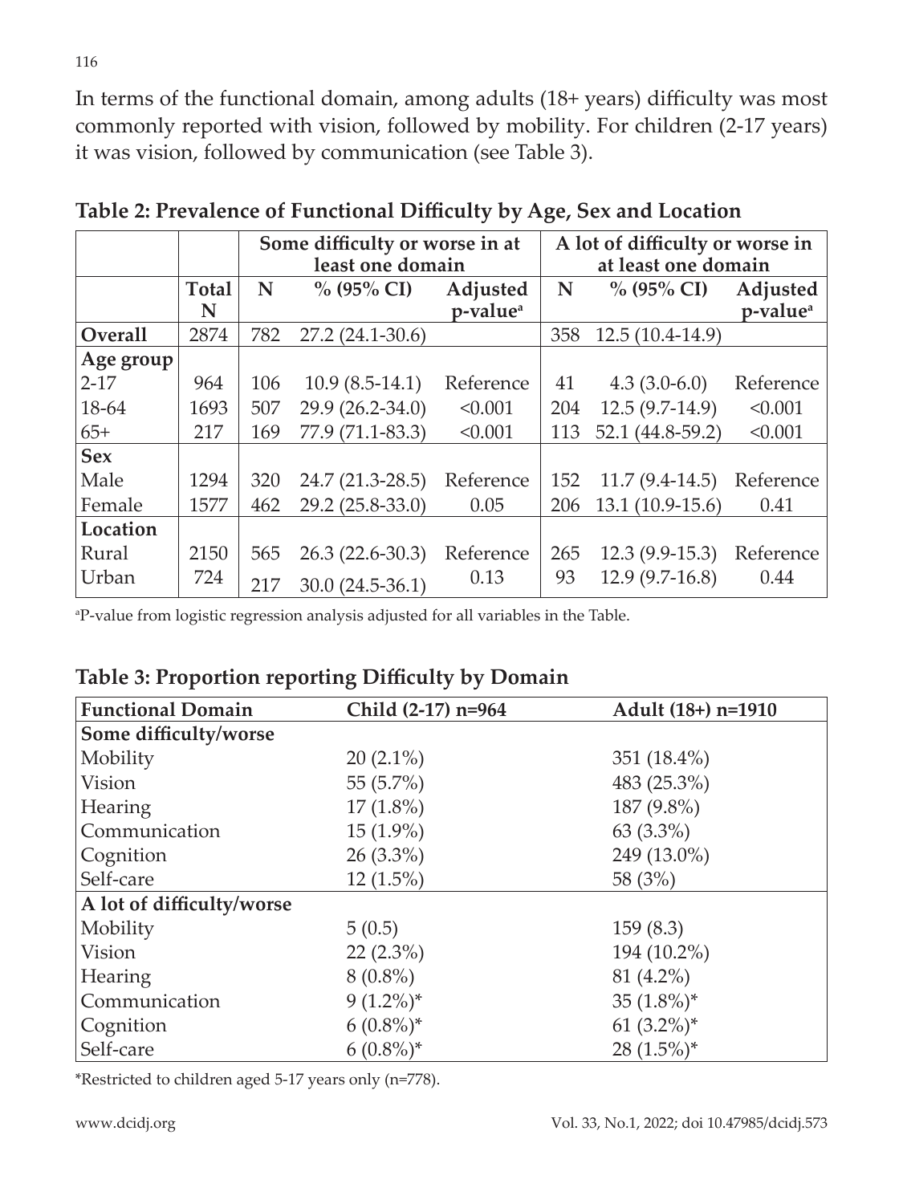In terms of the functional domain, among adults (18+ years) difficulty was most commonly reported with vision, followed by mobility. For children (2-17 years) it was vision, followed by communication (see Table 3).

**Table 2: Prevalence of Functional Difficulty by Age, Sex and Location**

| | | Some difficulty or worse in at least one domain | | | A lot of difficulty or worse in at least one domain | | |
|---|---|---|---|---|---|---|---|
| | **Total N** | **N** | **% (95% CI)** | **Adjusted p-value[a]** | **N** | **% (95% CI)** | **Adjusted p-value[a]** |
| **Overall** | 2874 | 782 | 27.2 (24.1-30.6) | | 358 | 12.5 (10.4-14.9) | |
| **Age group** | | | | | | | |
| 2-17 | 964 | 106 | 10.9 (8.5-14.1) | Reference | 41 | 4.3 (3.0-6.0) | Reference |
| 18-64 | 1693 | 507 | 29.9 (26.2-34.0) | <0.001 | 204 | 12.5 (9.7-14.9) | <0.001 |
| 65+ | 217 | 169 | 77.9 (71.1-83.3) | <0.001 | 113 | 52.1 (44.8-59.2) | <0.001 |
| **Sex** | | | | | | | |
| Male | 1294 | 320 | 24.7 (21.3-28.5) | Reference | 152 | 11.7 (9.4-14.5) | Reference |
| Female | 1577 | 462 | 29.2 (25.8-33.0) | 0.05 | 206 | 13.1 (10.9-15.6) | 0.41 |
| **Location** | | | | | | | |
| Rural | 2150 | 565 | 26.3 (22.6-30.3) | Reference | 265 | 12.3 (9.9-15.3) | Reference |
| Urban | 724 | 217 | 30.0 (24.5-36.1) | 0.13 | 93 | 12.9 (9.7-16.8) | 0.44 |

[a]P-value from logistic regression analysis adjusted for all variables in the Table.

**Table 3: Proportion reporting Difficulty by Domain**

| Functional Domain | Child (2-17) n=964 | Adult (18+) n=1910 |
|---|---|---|
| **Some difficulty/worse** | | |
| Mobility | 20 (2.1%) | 351 (18.4%) |
| Vision | 55 (5.7%) | 483 (25.3%) |
| Hearing | 17 (1.8%) | 187 (9.8%) |
| Communication | 15 (1.9%) | 63 (3.3%) |
| Cognition | 26 (3.3%) | 249 (13.0%) |
| Self-care | 12 (1.5%) | 58 (3%) |
| **A lot of difficulty/worse** | | |
| Mobility | 5 (0.5) | 159 (8.3) |
| Vision | 22 (2.3%) | 194 (10.2%) |
| Hearing | 8 (0.8%) | 81 (4.2%) |
| Communication | 9 (1.2%)* | 35 (1.8%)* |
| Cognition | 6 (0.8%)* | 61 (3.2%)* |
| Self-care | 6 (0.8%)* | 28 (1.5%)* |

*Restricted to children aged 5-17 years only (n=778).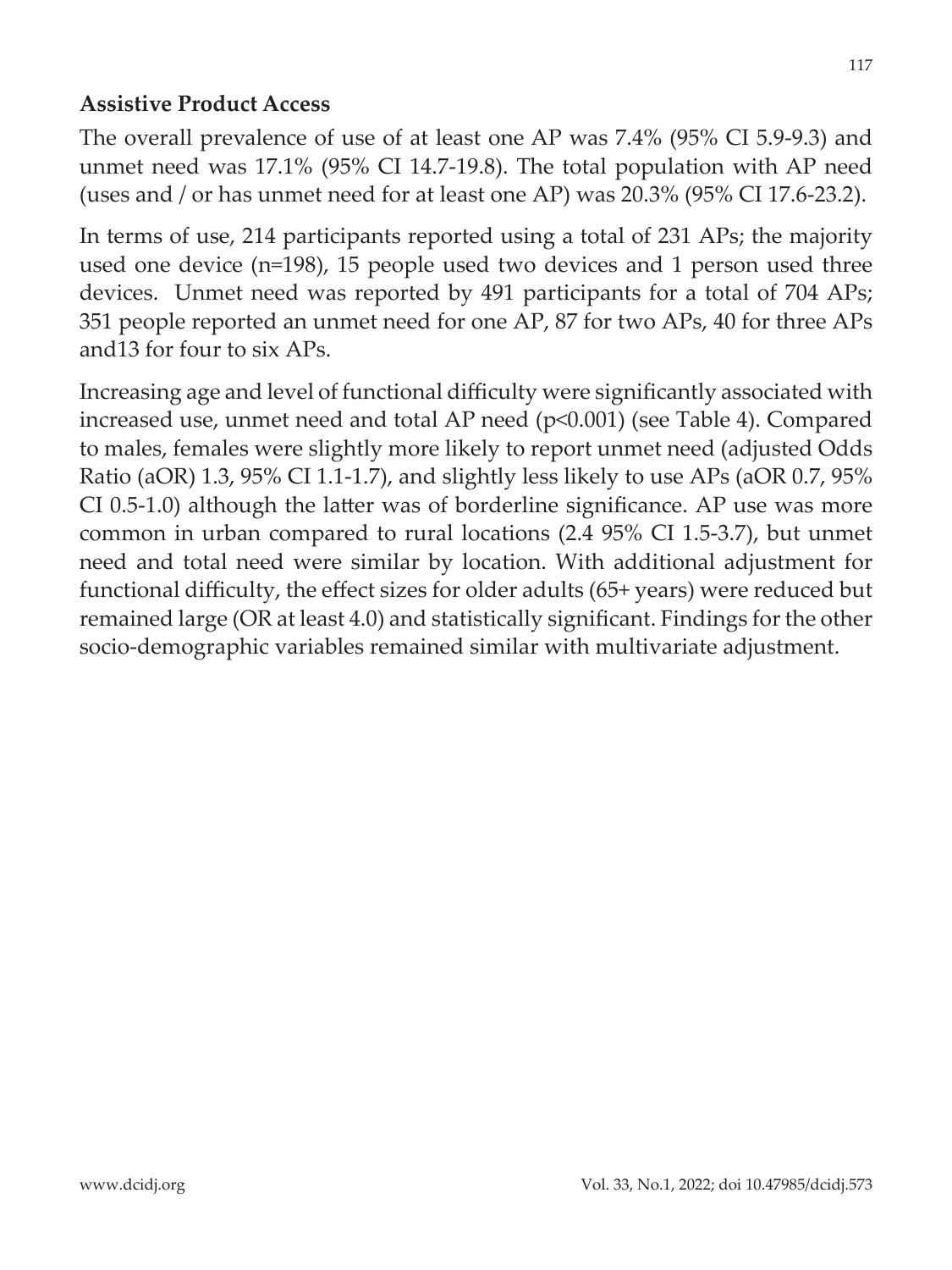### Assistive Product Access

The overall prevalence of use of at least one AP was 7.4% (95% CI 5.9-9.3) and unmet need was 17.1% (95% CI 14.7-19.8). The total population with AP need (uses and / or has unmet need for at least one AP) was 20.3% (95% CI 17.6-23.2).

In terms of use, 214 participants reported using a total of 231 APs; the majority used one device (n=198), 15 people used two devices and 1 person used three devices. Unmet need was reported by 491 participants for a total of 704 APs; 351 people reported an unmet need for one AP, 87 for two APs, 40 for three APs and13 for four to six APs.

Increasing age and level of functional difficulty were significantly associated with increased use, unmet need and total AP need ($p<0.001$) (see Table 4). Compared to males, females were slightly more likely to report unmet need (adjusted Odds Ratio (aOR) 1.3, 95% CI 1.1-1.7), and slightly less likely to use APs (aOR 0.7, 95% CI 0.5-1.0) although the latter was of borderline significance. AP use was more common in urban compared to rural locations (2.4 95% CI 1.5-3.7), but unmet need and total need were similar by location. With additional adjustment for functional difficulty, the effect sizes for older adults (65+ years) were reduced but remained large (OR at least 4.0) and statistically significant. Findings for the other socio-demographic variables remained similar with multivariate adjustment.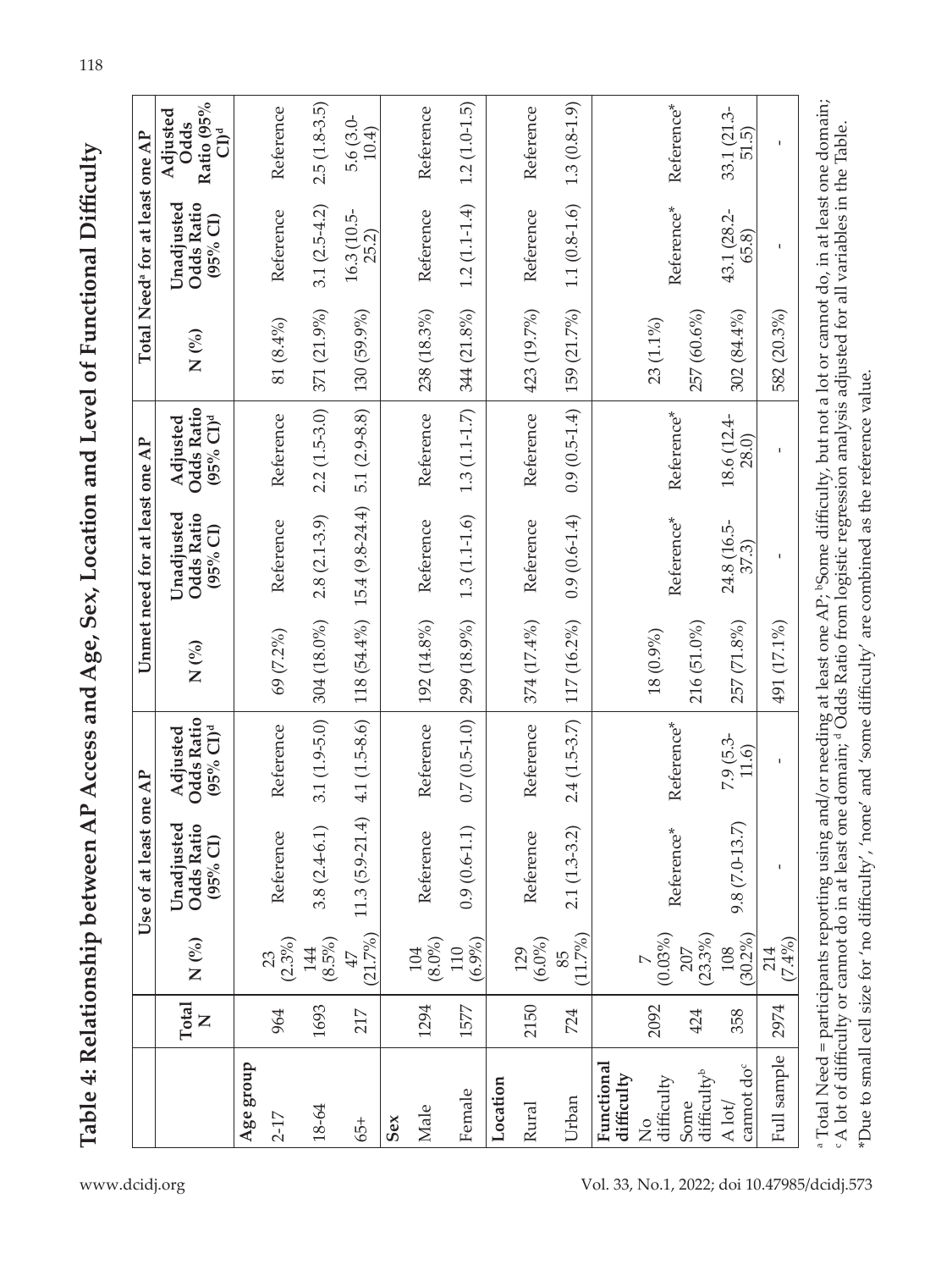# Table 4: Relationship between AP Access and Age, Sex, Location and Level of Functional Difficulty

| | Total N | Use of at least one AP | | | Unmet need for at least one AP | | | Total Need[a] for at least one AP | | |
|---|---|---|---|---|---|---|---|---|---|---|
| | | N (%) | Unadjusted Odds Ratio (95% CI) | Adjusted Odds Ratio (95% CI)[d] | N (%) | Unadjusted Odds Ratio (95% CI) | Adjusted Odds Ratio (95% CI)[d] | N (%) | Unadjusted Odds Ratio (95% CI) | Adjusted Odds Ratio (95% CI)[d] |
| **Age group** | | | | | | | | | | |
| 2-17 | 964 | 23 (2.3%) | Reference | Reference | 69 (7.2%) | Reference | Reference | 81 (8.4%) | Reference | Reference |
| 18-64 | 1693 | 144 (8.5%) | 3.8 (2.4-6.1) | 3.1 (1.9-5.0) | 304 (18.0%) | 2.8 (2.1-3.9) | 2.2 (1.5-3.0) | 371 (21.9%) | 3.1 (2.5-4.2) | 2.5 (1.8-3.5) |
| 65+ | 217 | 47 (21.7%) | 11.3 (5.9-21.4) | 4.1 (1.5-8.6) | 118 (54.4%) | 15.4 (9.8-24.4) | 5.1 (2.9-8.8) | 130 (59.9%) | 16.3 (10.5-25.2) | 5.6 (3.0-10.4) |
| **Sex** | | | | | | | | | | |
| Male | 1294 | 104 (8.0%) | Reference | Reference | 192 (14.8%) | Reference | Reference | 238 (18.3%) | Reference | Reference |
| Female | 1577 | 110 (6.9%) | 0.9 (0.6-1.1) | 0.7 (0.5-1.0) | 299 (18.9%) | 1.3 (1.1-1.6) | 1.3 (1.1-1.7) | 344 (21.8%) | 1.2 (1.1-1.4) | 1.2 (1.0-1.5) |
| **Location** | | | | | | | | | | |
| Rural | 2150 | 129 (6.0%) | Reference | Reference | 374 (17.4%) | Reference | Reference | 423 (19.7%) | Reference | Reference |
| Urban | 724 | 85 (11.7%) | 2.1 (1.3-3.2) | 2.4 (1.5-3.7) | 117 (16.2%) | 0.9 (0.6-1.4) | 0.9 (0.5-1.4) | 159 (21.7%) | 1.1 (0.8-1.6) | 1.3 (0.8-1.9) |
| **Functional difficulty** | | | | | | | | | | |
| No difficulty | 2092 | 7 (0.03%) | Reference* | Reference* | 18 (0.9%) | Reference* | Reference* | 23 (1.1%) | Reference* | Reference* |
| Some difficulty[b] | 424 | 207 (23.3%) | | | 216 (51.0%) | | | 257 (60.6%) | | |
| A lot/ cannot do[c] | 358 | 108 (30.2%) | 9.8 (7.0-13.7) | 7.9 (5.3-11.6) | 257 (71.8%) | 24.8 (16.5-37.3) | 18.6 (12.4-28.0) | 302 (84.4%) | 43.1 (28.2-65.8) | 33.1 (21.3-51.5) |
| Full sample | 2974 | 214 (7.4%) | - | - | 491 (17.1%) | - | - | 582 (20.3%) | - | - |

[a] Total Need = participants reporting using and/or needing at least one AP; [b]Some difficulty, but not a lot or cannot do, in at least one domain; [c] A lot of difficulty or cannot do in at least one domain; [d] Odds Ratio from logistic regression analysis adjusted for all variables in the Table.

*Due to small cell size for 'no difficulty', 'none' and 'some difficulty' are combined as the reference value.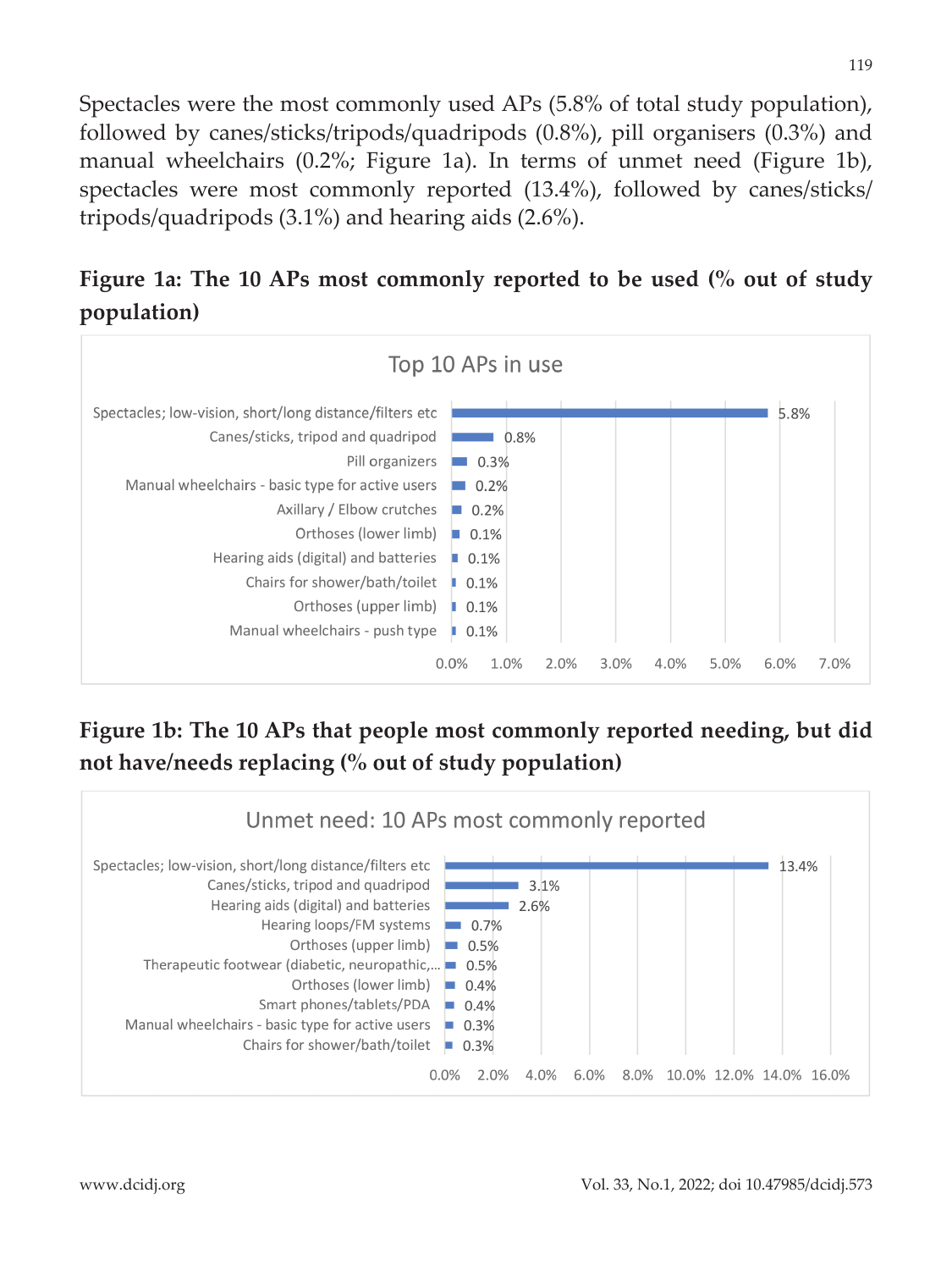Spectacles were the most commonly used APs (5.8% of total study population), followed by canes/sticks/tripods/quadripods (0.8%), pill organisers (0.3%) and manual wheelchairs (0.2%; Figure 1a). In terms of unmet need (Figure 1b), spectacles were most commonly reported (13.4%), followed by canes/sticks/tripods/quadripods (3.1%) and hearing aids (2.6%).

**Figure 1a: The 10 APs most commonly reported to be used (% out of study population)**

Top 10 APs in use

| AP | % |
|---|---|
| Spectacles; low-vision, short/long distance/filters etc | 5.8% |
| Canes/sticks, tripod and quadripod | 0.8% |
| Pill organizers | 0.3% |
| Manual wheelchairs - basic type for active users | 0.2% |
| Axillary / Elbow crutches | 0.2% |
| Orthoses (lower limb) | 0.1% |
| Hearing aids (digital) and batteries | 0.1% |
| Chairs for shower/bath/toilet | 0.1% |
| Orthoses (upper limb) | 0.1% |
| Manual wheelchairs - push type | 0.1% |

**Figure 1b: The 10 APs that people most commonly reported needing, but did not have/needs replacing (% out of study population)**

Unmet need: 10 APs most commonly reported

| AP | % |
|---|---|
| Spectacles; low-vision, short/long distance/filters etc | 13.4% |
| Canes/sticks, tripod and quadripod | 3.1% |
| Hearing aids (digital) and batteries | 2.6% |
| Hearing loops/FM systems | 0.7% |
| Orthoses (upper limb) | 0.5% |
| Therapeutic footwear (diabetic, neuropathic,... | 0.5% |
| Orthoses (lower limb) | 0.4% |
| Smart phones/tablets/PDA | 0.4% |
| Manual wheelchairs - basic type for active users | 0.3% |
| Chairs for shower/bath/toilet | 0.3% |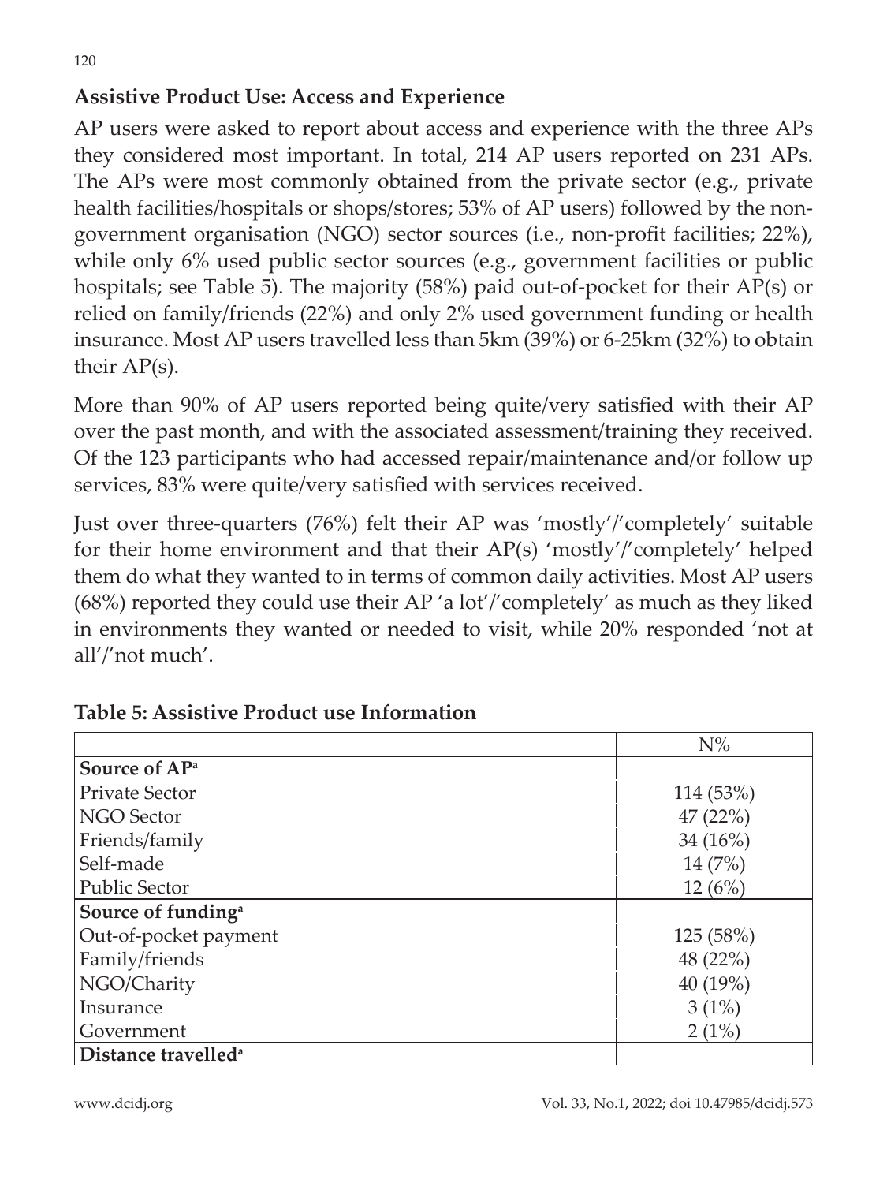## Assistive Product Use: Access and Experience

AP users were asked to report about access and experience with the three APs they considered most important. In total, 214 AP users reported on 231 APs. The APs were most commonly obtained from the private sector (e.g., private health facilities/hospitals or shops/stores; 53% of AP users) followed by the non-government organisation (NGO) sector sources (i.e., non-profit facilities; 22%), while only 6% used public sector sources (e.g., government facilities or public hospitals; see Table 5). The majority (58%) paid out-of-pocket for their AP(s) or relied on family/friends (22%) and only 2% used government funding or health insurance. Most AP users travelled less than 5km (39%) or 6-25km (32%) to obtain their AP(s).

More than 90% of AP users reported being quite/very satisfied with their AP over the past month, and with the associated assessment/training they received. Of the 123 participants who had accessed repair/maintenance and/or follow up services, 83% were quite/very satisfied with services received.

Just over three-quarters (76%) felt their AP was 'mostly'/'completely' suitable for their home environment and that their AP(s) 'mostly'/'completely' helped them do what they wanted to in terms of common daily activities. Most AP users (68%) reported they could use their AP 'a lot'/'completely' as much as they liked in environments they wanted or needed to visit, while 20% responded 'not at all'/'not much'.

**Table 5: Assistive Product use Information**

| | N% |
|---|---|
| **Source of AP[a]** | |
| Private Sector | 114 (53%) |
| NGO Sector | 47 (22%) |
| Friends/family | 34 (16%) |
| Self-made | 14 (7%) |
| Public Sector | 12 (6%) |
| **Source of funding[a]** | |
| Out-of-pocket payment | 125 (58%) |
| Family/friends | 48 (22%) |
| NGO/Charity | 40 (19%) |
| Insurance | 3 (1%) |
| Government | 2 (1%) |
| **Distance travelled[a]** | |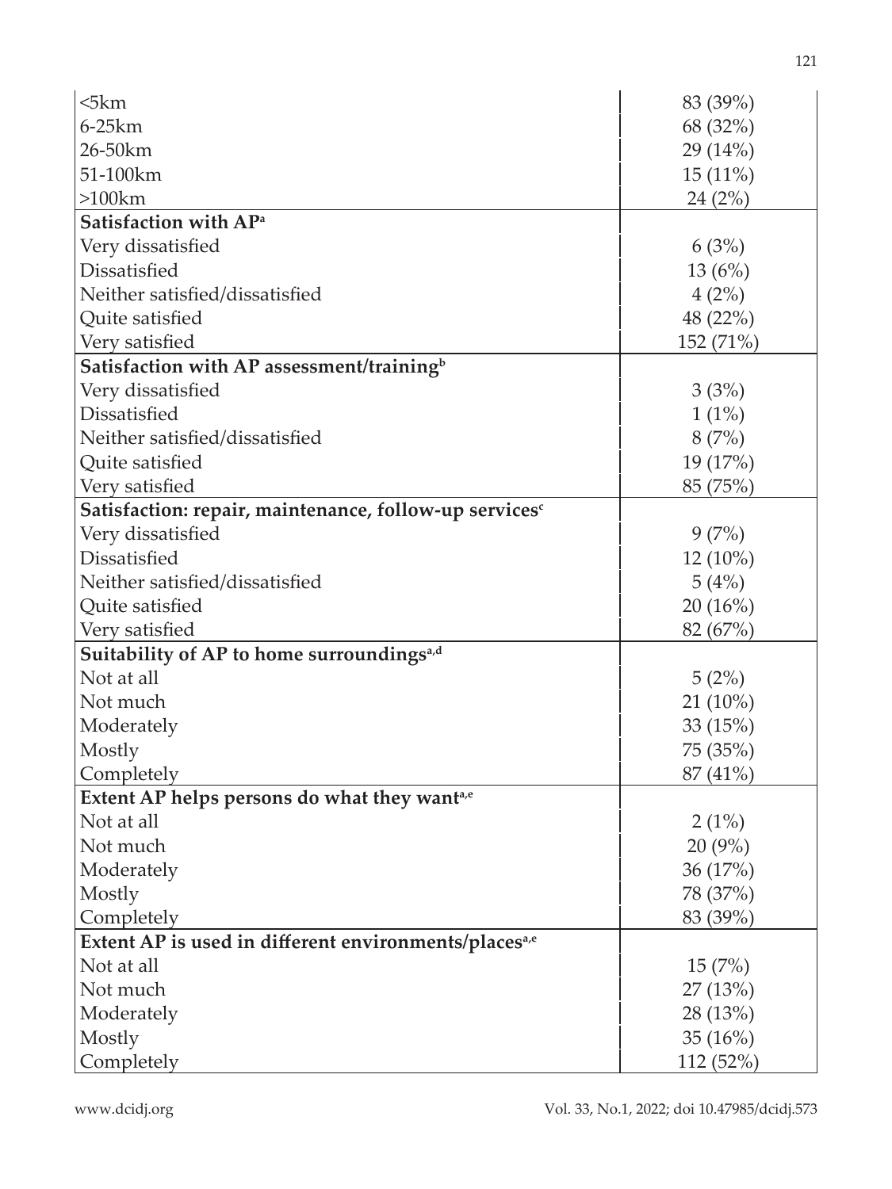| | |
|---|---|
| <5km | 83 (39%) |
| 6-25km | 68 (32%) |
| 26-50km | 29 (14%) |
| 51-100km | 15 (11%) |
| >100km | 24 (2%) |
| **Satisfaction with AP[a]** | |
| Very dissatisfied | 6 (3%) |
| Dissatisfied | 13 (6%) |
| Neither satisfied/dissatisfied | 4 (2%) |
| Quite satisfied | 48 (22%) |
| Very satisfied | 152 (71%) |
| **Satisfaction with AP assessment/training[b]** | |
| Very dissatisfied | 3 (3%) |
| Dissatisfied | 1 (1%) |
| Neither satisfied/dissatisfied | 8 (7%) |
| Quite satisfied | 19 (17%) |
| Very satisfied | 85 (75%) |
| **Satisfaction: repair, maintenance, follow-up services[c]** | |
| Very dissatisfied | 9 (7%) |
| Dissatisfied | 12 (10%) |
| Neither satisfied/dissatisfied | 5 (4%) |
| Quite satisfied | 20 (16%) |
| Very satisfied | 82 (67%) |
| **Suitability of AP to home surroundings[a,d]** | |
| Not at all | 5 (2%) |
| Not much | 21 (10%) |
| Moderately | 33 (15%) |
| Mostly | 75 (35%) |
| Completely | 87 (41%) |
| **Extent AP helps persons do what they want[a,e]** | |
| Not at all | 2 (1%) |
| Not much | 20 (9%) |
| Moderately | 36 (17%) |
| Mostly | 78 (37%) |
| Completely | 83 (39%) |
| **Extent AP is used in different environments/places[a,e]** | |
| Not at all | 15 (7%) |
| Not much | 27 (13%) |
| Moderately | 28 (13%) |
| Mostly | 35 (16%) |
| Completely | 112 (52%) |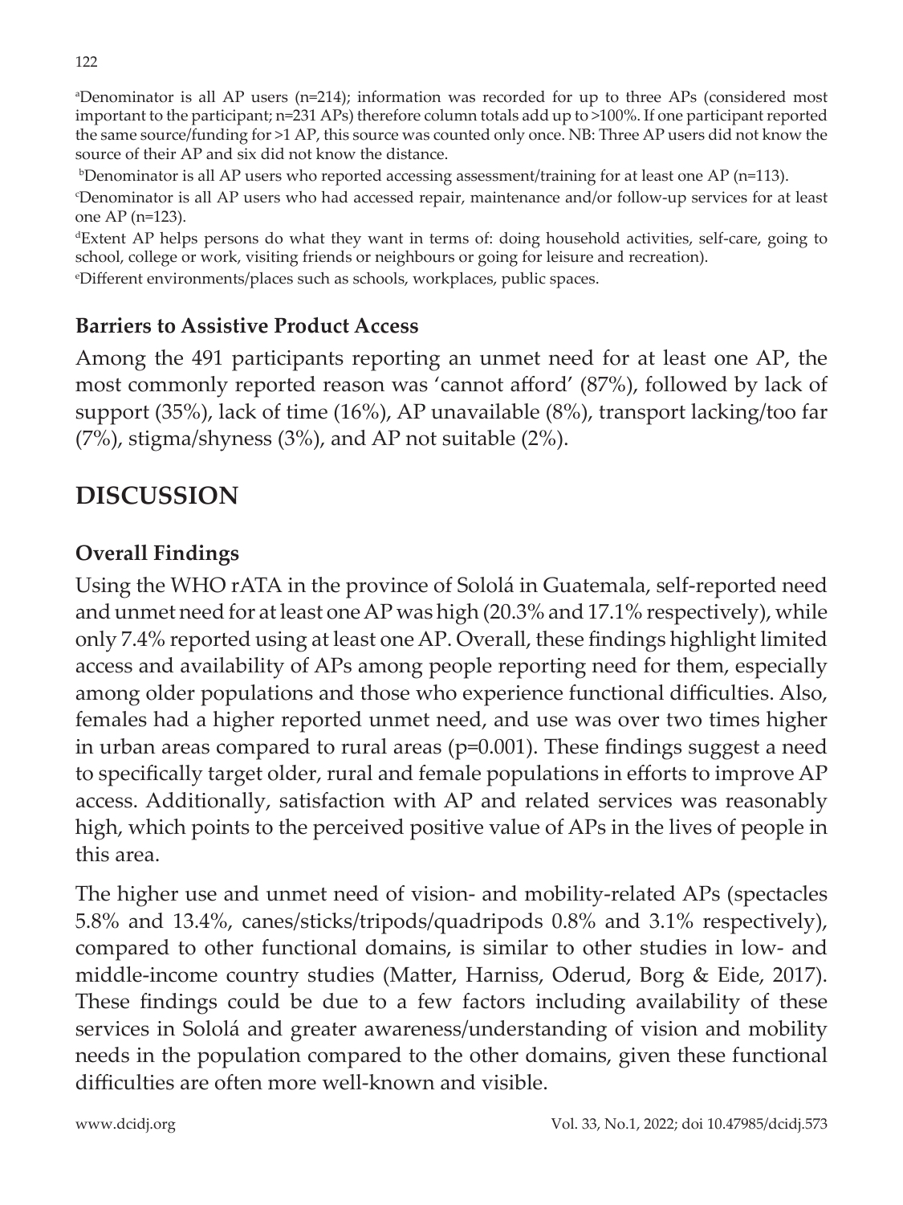[a]Denominator is all AP users (n=214); information was recorded for up to three APs (considered most important to the participant; n=231 APs) therefore column totals add up to >100%. If one participant reported the same source/funding for >1 AP, this source was counted only once. NB: Three AP users did not know the source of their AP and six did not know the distance.

[b]Denominator is all AP users who reported accessing assessment/training for at least one AP (n=113).

[c]Denominator is all AP users who had accessed repair, maintenance and/or follow-up services for at least one AP (n=123).

[d]Extent AP helps persons do what they want in terms of: doing household activities, self-care, going to school, college or work, visiting friends or neighbours or going for leisure and recreation).

[e]Different environments/places such as schools, workplaces, public spaces.

### Barriers to Assistive Product Access

Among the 491 participants reporting an unmet need for at least one AP, the most commonly reported reason was 'cannot afford' (87%), followed by lack of support (35%), lack of time (16%), AP unavailable (8%), transport lacking/too far (7%), stigma/shyness (3%), and AP not suitable (2%).

## DISCUSSION

### Overall Findings

Using the WHO rATA in the province of Sololá in Guatemala, self-reported need and unmet need for at least one AP was high (20.3% and 17.1% respectively), while only 7.4% reported using at least one AP. Overall, these findings highlight limited access and availability of APs among people reporting need for them, especially among older populations and those who experience functional difficulties. Also, females had a higher reported unmet need, and use was over two times higher in urban areas compared to rural areas (p=0.001). These findings suggest a need to specifically target older, rural and female populations in efforts to improve AP access. Additionally, satisfaction with AP and related services was reasonably high, which points to the perceived positive value of APs in the lives of people in this area.

The higher use and unmet need of vision- and mobility-related APs (spectacles 5.8% and 13.4%, canes/sticks/tripods/quadripods 0.8% and 3.1% respectively), compared to other functional domains, is similar to other studies in low- and middle-income country studies (Matter, Harniss, Oderud, Borg & Eide, 2017). These findings could be due to a few factors including availability of these services in Sololá and greater awareness/understanding of vision and mobility needs in the population compared to the other domains, given these functional difficulties are often more well-known and visible.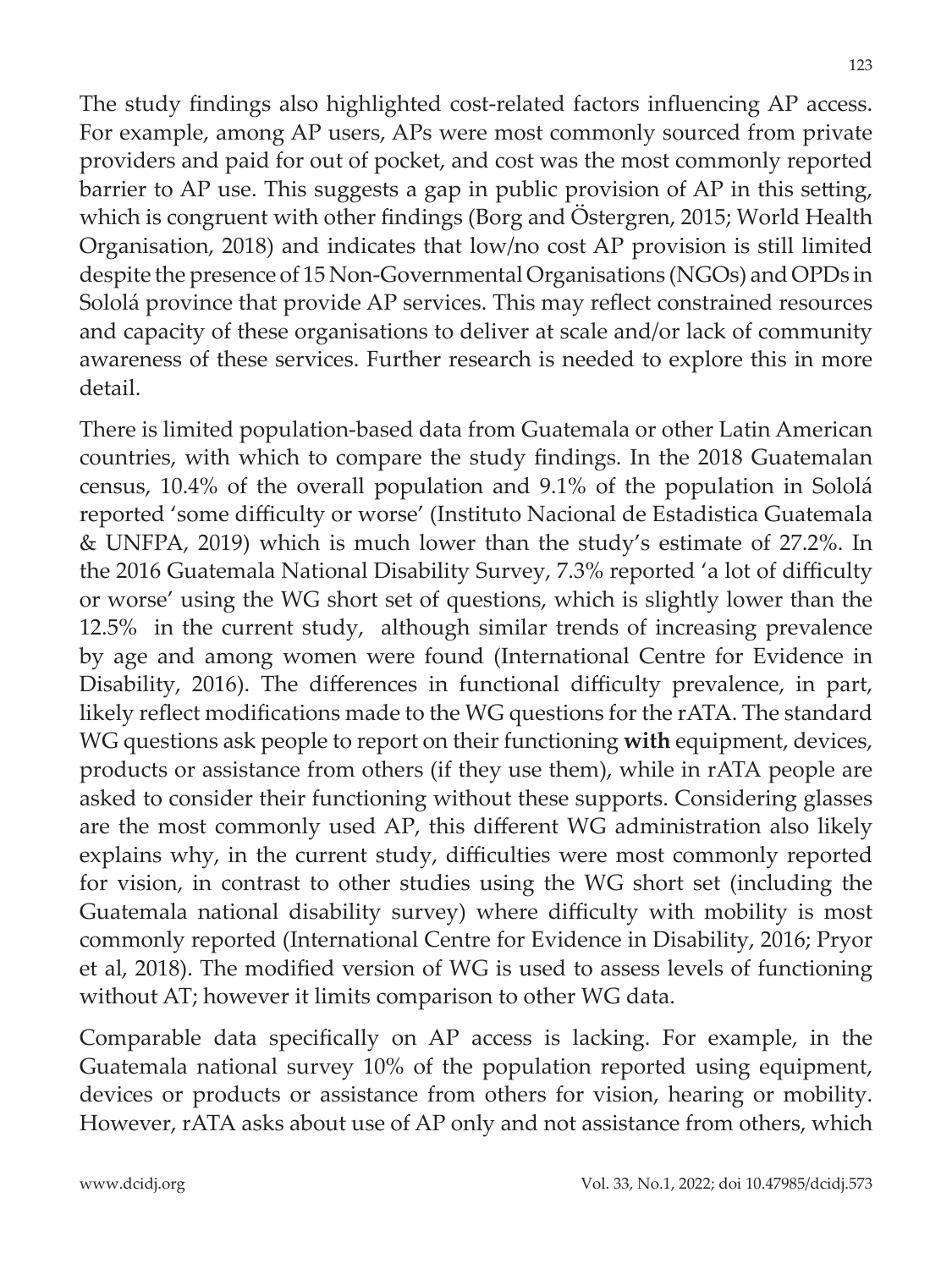The study findings also highlighted cost-related factors influencing AP access. For example, among AP users, APs were most commonly sourced from private providers and paid for out of pocket, and cost was the most commonly reported barrier to AP use. This suggests a gap in public provision of AP in this setting, which is congruent with other findings (Borg and Östergren, 2015; World Health Organisation, 2018) and indicates that low/no cost AP provision is still limited despite the presence of 15 Non-Governmental Organisations (NGOs) and OPDs in Sololá province that provide AP services. This may reflect constrained resources and capacity of these organisations to deliver at scale and/or lack of community awareness of these services. Further research is needed to explore this in more detail.

There is limited population-based data from Guatemala or other Latin American countries, with which to compare the study findings. In the 2018 Guatemalan census, 10.4% of the overall population and 9.1% of the population in Sololá reported 'some difficulty or worse' (Instituto Nacional de Estadistica Guatemala & UNFPA, 2019) which is much lower than the study's estimate of 27.2%. In the 2016 Guatemala National Disability Survey, 7.3% reported 'a lot of difficulty or worse' using the WG short set of questions, which is slightly lower than the 12.5% in the current study, although similar trends of increasing prevalence by age and among women were found (International Centre for Evidence in Disability, 2016). The differences in functional difficulty prevalence, in part, likely reflect modifications made to the WG questions for the rATA. The standard WG questions ask people to report on their functioning **with** equipment, devices, products or assistance from others (if they use them), while in rATA people are asked to consider their functioning without these supports. Considering glasses are the most commonly used AP, this different WG administration also likely explains why, in the current study, difficulties were most commonly reported for vision, in contrast to other studies using the WG short set (including the Guatemala national disability survey) where difficulty with mobility is most commonly reported (International Centre for Evidence in Disability, 2016; Pryor et al, 2018). The modified version of WG is used to assess levels of functioning without AT; however it limits comparison to other WG data.

Comparable data specifically on AP access is lacking. For example, in the Guatemala national survey 10% of the population reported using equipment, devices or products or assistance from others for vision, hearing or mobility. However, rATA asks about use of AP only and not assistance from others, which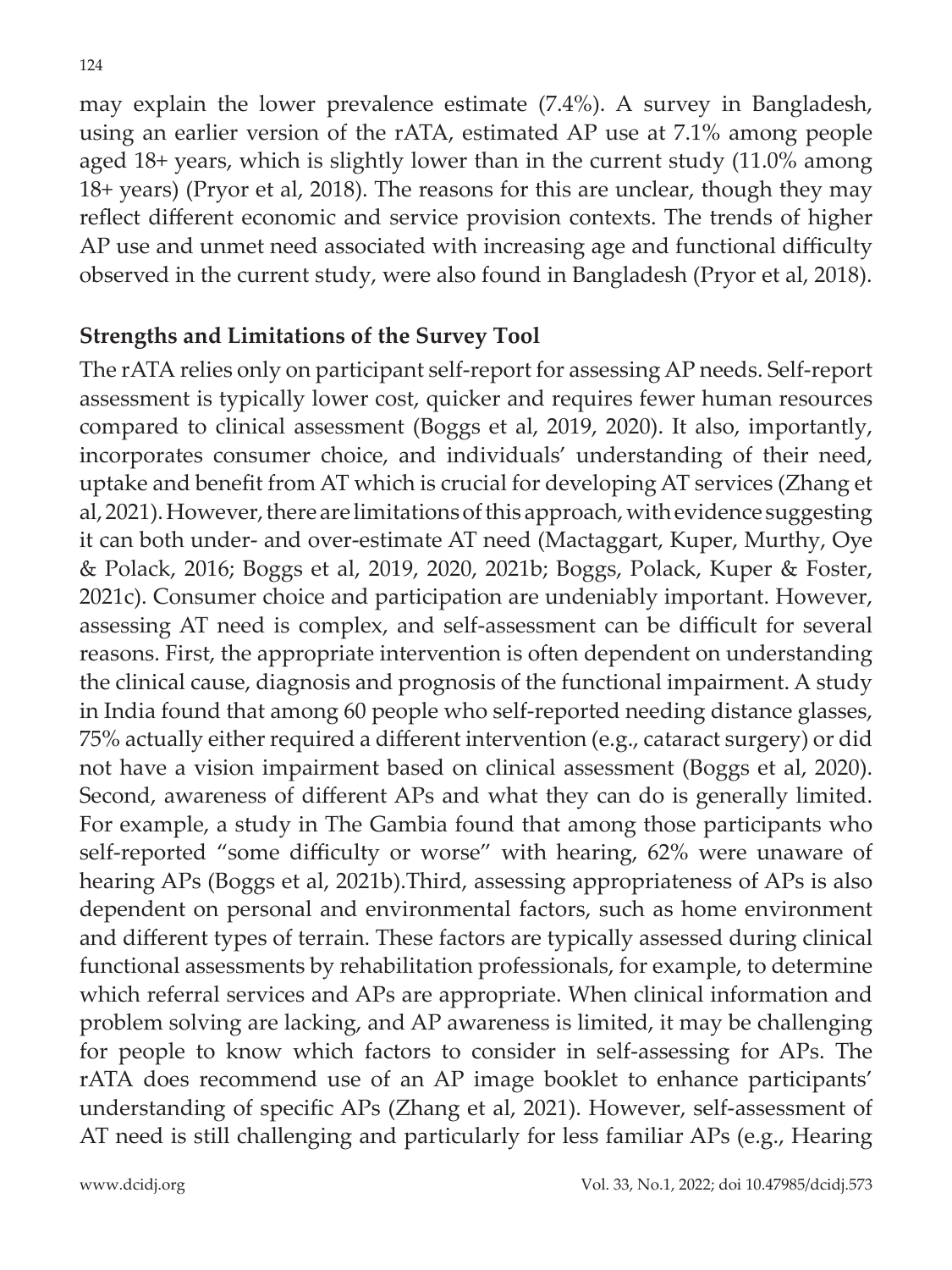may explain the lower prevalence estimate (7.4%). A survey in Bangladesh, using an earlier version of the rATA, estimated AP use at 7.1% among people aged 18+ years, which is slightly lower than in the current study (11.0% among 18+ years) (Pryor et al, 2018). The reasons for this are unclear, though they may reflect different economic and service provision contexts. The trends of higher AP use and unmet need associated with increasing age and functional difficulty observed in the current study, were also found in Bangladesh (Pryor et al, 2018).

## Strengths and Limitations of the Survey Tool

The rATA relies only on participant self-report for assessing AP needs. Self-report assessment is typically lower cost, quicker and requires fewer human resources compared to clinical assessment (Boggs et al, 2019, 2020). It also, importantly, incorporates consumer choice, and individuals' understanding of their need, uptake and benefit from AT which is crucial for developing AT services (Zhang et al, 2021). However, there are limitations of this approach, with evidence suggesting it can both under- and over-estimate AT need (Mactaggart, Kuper, Murthy, Oye & Polack, 2016; Boggs et al, 2019, 2020, 2021b; Boggs, Polack, Kuper & Foster, 2021c). Consumer choice and participation are undeniably important. However, assessing AT need is complex, and self-assessment can be difficult for several reasons. First, the appropriate intervention is often dependent on understanding the clinical cause, diagnosis and prognosis of the functional impairment. A study in India found that among 60 people who self-reported needing distance glasses, 75% actually either required a different intervention (e.g., cataract surgery) or did not have a vision impairment based on clinical assessment (Boggs et al, 2020). Second, awareness of different APs and what they can do is generally limited. For example, a study in The Gambia found that among those participants who self-reported "some difficulty or worse" with hearing, 62% were unaware of hearing APs (Boggs et al, 2021b).Third, assessing appropriateness of APs is also dependent on personal and environmental factors, such as home environment and different types of terrain. These factors are typically assessed during clinical functional assessments by rehabilitation professionals, for example, to determine which referral services and APs are appropriate. When clinical information and problem solving are lacking, and AP awareness is limited, it may be challenging for people to know which factors to consider in self-assessing for APs. The rATA does recommend use of an AP image booklet to enhance participants' understanding of specific APs (Zhang et al, 2021). However, self-assessment of AT need is still challenging and particularly for less familiar APs (e.g., Hearing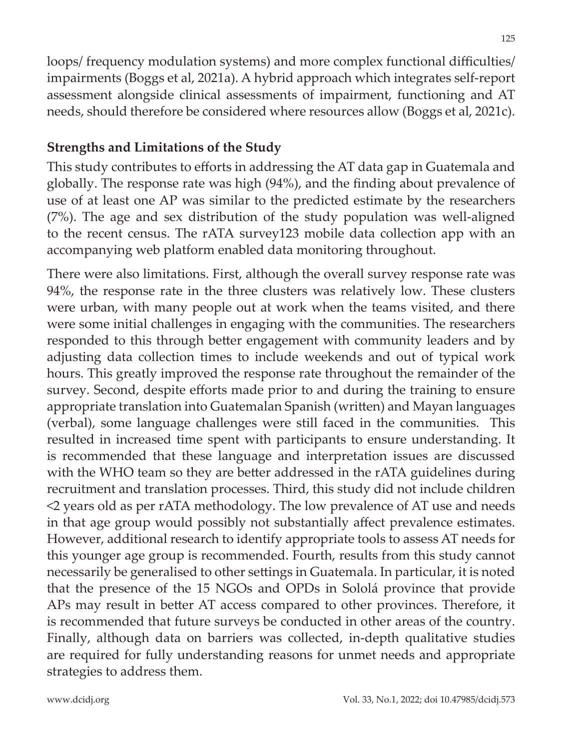loops/ frequency modulation systems) and more complex functional difficulties/ impairments (Boggs et al, 2021a). A hybrid approach which integrates self-report assessment alongside clinical assessments of impairment, functioning and AT needs, should therefore be considered where resources allow (Boggs et al, 2021c).

## Strengths and Limitations of the Study

This study contributes to efforts in addressing the AT data gap in Guatemala and globally. The response rate was high (94%), and the finding about prevalence of use of at least one AP was similar to the predicted estimate by the researchers (7%). The age and sex distribution of the study population was well-aligned to the recent census. The rATA survey123 mobile data collection app with an accompanying web platform enabled data monitoring throughout.

There were also limitations. First, although the overall survey response rate was 94%, the response rate in the three clusters was relatively low. These clusters were urban, with many people out at work when the teams visited, and there were some initial challenges in engaging with the communities. The researchers responded to this through better engagement with community leaders and by adjusting data collection times to include weekends and out of typical work hours. This greatly improved the response rate throughout the remainder of the survey. Second, despite efforts made prior to and during the training to ensure appropriate translation into Guatemalan Spanish (written) and Mayan languages (verbal), some language challenges were still faced in the communities. This resulted in increased time spent with participants to ensure understanding. It is recommended that these language and interpretation issues are discussed with the WHO team so they are better addressed in the rATA guidelines during recruitment and translation processes. Third, this study did not include children <2 years old as per rATA methodology. The low prevalence of AT use and needs in that age group would possibly not substantially affect prevalence estimates. However, additional research to identify appropriate tools to assess AT needs for this younger age group is recommended. Fourth, results from this study cannot necessarily be generalised to other settings in Guatemala. In particular, it is noted that the presence of the 15 NGOs and OPDs in Sololá province that provide APs may result in better AT access compared to other provinces. Therefore, it is recommended that future surveys be conducted in other areas of the country. Finally, although data on barriers was collected, in-depth qualitative studies are required for fully understanding reasons for unmet needs and appropriate strategies to address them.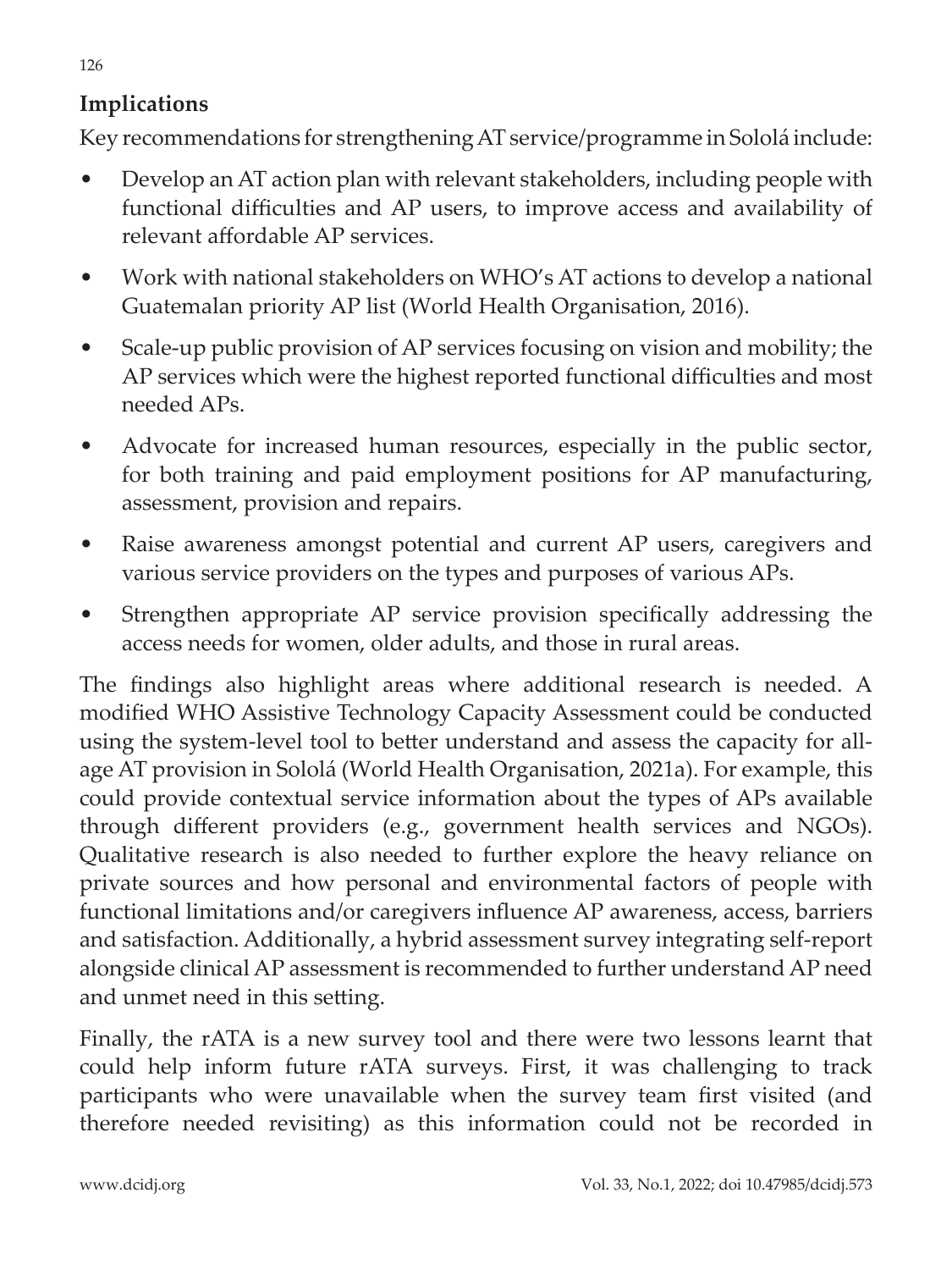## Implications

Key recommendations for strengthening AT service/programme in Sololá include:

- Develop an AT action plan with relevant stakeholders, including people with functional difficulties and AP users, to improve access and availability of relevant affordable AP services.
- Work with national stakeholders on WHO's AT actions to develop a national Guatemalan priority AP list (World Health Organisation, 2016).
- Scale-up public provision of AP services focusing on vision and mobility; the AP services which were the highest reported functional difficulties and most needed APs.
- Advocate for increased human resources, especially in the public sector, for both training and paid employment positions for AP manufacturing, assessment, provision and repairs.
- Raise awareness amongst potential and current AP users, caregivers and various service providers on the types and purposes of various APs.
- Strengthen appropriate AP service provision specifically addressing the access needs for women, older adults, and those in rural areas.

The findings also highlight areas where additional research is needed. A modified WHO Assistive Technology Capacity Assessment could be conducted using the system-level tool to better understand and assess the capacity for all-age AT provision in Sololá (World Health Organisation, 2021a). For example, this could provide contextual service information about the types of APs available through different providers (e.g., government health services and NGOs). Qualitative research is also needed to further explore the heavy reliance on private sources and how personal and environmental factors of people with functional limitations and/or caregivers influence AP awareness, access, barriers and satisfaction. Additionally, a hybrid assessment survey integrating self-report alongside clinical AP assessment is recommended to further understand AP need and unmet need in this setting.

Finally, the rATA is a new survey tool and there were two lessons learnt that could help inform future rATA surveys. First, it was challenging to track participants who were unavailable when the survey team first visited (and therefore needed revisiting) as this information could not be recorded in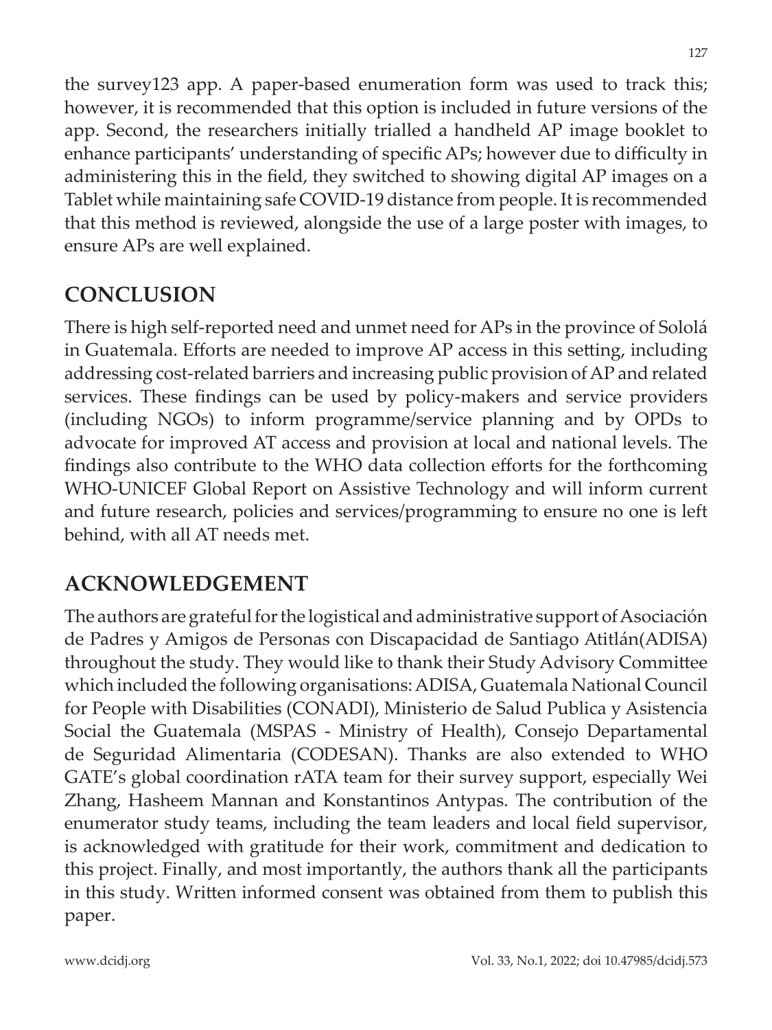the survey123 app. A paper-based enumeration form was used to track this; however, it is recommended that this option is included in future versions of the app. Second, the researchers initially trialled a handheld AP image booklet to enhance participants' understanding of specific APs; however due to difficulty in administering this in the field, they switched to showing digital AP images on a Tablet while maintaining safe COVID-19 distance from people. It is recommended that this method is reviewed, alongside the use of a large poster with images, to ensure APs are well explained.

## CONCLUSION

There is high self-reported need and unmet need for APs in the province of Sololá in Guatemala. Efforts are needed to improve AP access in this setting, including addressing cost-related barriers and increasing public provision of AP and related services. These findings can be used by policy-makers and service providers (including NGOs) to inform programme/service planning and by OPDs to advocate for improved AT access and provision at local and national levels. The findings also contribute to the WHO data collection efforts for the forthcoming WHO-UNICEF Global Report on Assistive Technology and will inform current and future research, policies and services/programming to ensure no one is left behind, with all AT needs met.

## ACKNOWLEDGEMENT

The authors are grateful for the logistical and administrative support of Asociación de Padres y Amigos de Personas con Discapacidad de Santiago Atitlán(ADISA) throughout the study. They would like to thank their Study Advisory Committee which included the following organisations: ADISA, Guatemala National Council for People with Disabilities (CONADI), Ministerio de Salud Publica y Asistencia Social the Guatemala (MSPAS - Ministry of Health), Consejo Departamental de Seguridad Alimentaria (CODESAN). Thanks are also extended to WHO GATE's global coordination rATA team for their survey support, especially Wei Zhang, Hasheem Mannan and Konstantinos Antypas. The contribution of the enumerator study teams, including the team leaders and local field supervisor, is acknowledged with gratitude for their work, commitment and dedication to this project. Finally, and most importantly, the authors thank all the participants in this study. Written informed consent was obtained from them to publish this paper.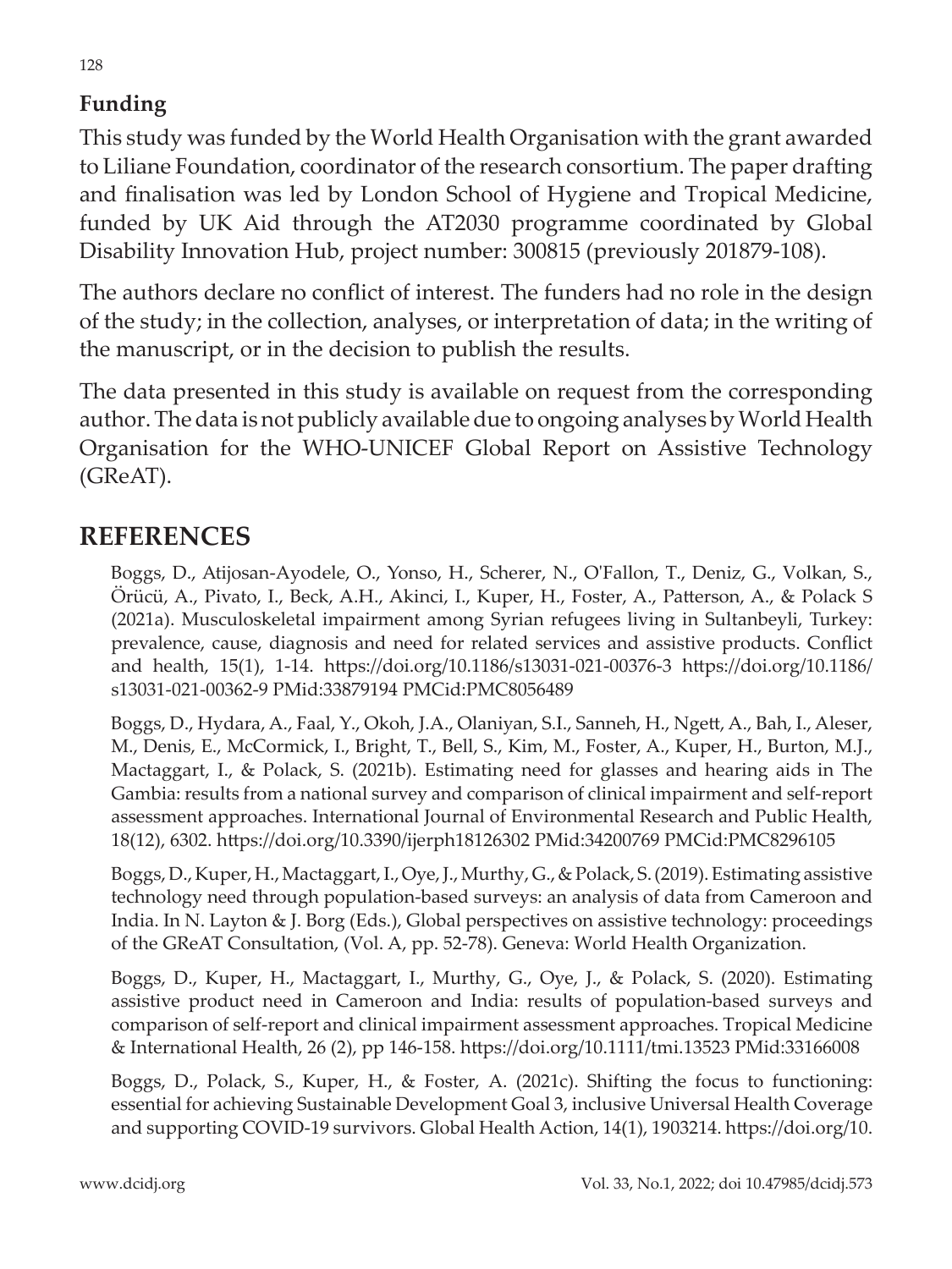### Funding

This study was funded by the World Health Organisation with the grant awarded to Liliane Foundation, coordinator of the research consortium. The paper drafting and finalisation was led by London School of Hygiene and Tropical Medicine, funded by UK Aid through the AT2030 programme coordinated by Global Disability Innovation Hub, project number: 300815 (previously 201879-108).

The authors declare no conflict of interest. The funders had no role in the design of the study; in the collection, analyses, or interpretation of data; in the writing of the manuscript, or in the decision to publish the results.

The data presented in this study is available on request from the corresponding author. The data is not publicly available due to ongoing analyses by World Health Organisation for the WHO-UNICEF Global Report on Assistive Technology (GReAT).

## REFERENCES

Boggs, D., Atijosan-Ayodele, O., Yonso, H., Scherer, N., O'Fallon, T., Deniz, G., Volkan, S., Örücü, A., Pivato, I., Beck, A.H., Akinci, I., Kuper, H., Foster, A., Patterson, A., & Polack S (2021a). Musculoskeletal impairment among Syrian refugees living in Sultanbeyli, Turkey: prevalence, cause, diagnosis and need for related services and assistive products. Conflict and health, 15(1), 1-14. https://doi.org/10.1186/s13031-021-00376-3 https://doi.org/10.1186/s13031-021-00362-9 PMid:33879194 PMCid:PMC8056489

Boggs, D., Hydara, A., Faal, Y., Okoh, J.A., Olaniyan, S.I., Sanneh, H., Ngett, A., Bah, I., Aleser, M., Denis, E., McCormick, I., Bright, T., Bell, S., Kim, M., Foster, A., Kuper, H., Burton, M.J., Mactaggart, I., & Polack, S. (2021b). Estimating need for glasses and hearing aids in The Gambia: results from a national survey and comparison of clinical impairment and self-report assessment approaches. International Journal of Environmental Research and Public Health, 18(12), 6302. https://doi.org/10.3390/ijerph18126302 PMid:34200769 PMCid:PMC8296105

Boggs, D., Kuper, H., Mactaggart, I., Oye, J., Murthy, G., & Polack, S. (2019). Estimating assistive technology need through population-based surveys: an analysis of data from Cameroon and India. In N. Layton & J. Borg (Eds.), Global perspectives on assistive technology: proceedings of the GReAT Consultation, (Vol. A, pp. 52-78). Geneva: World Health Organization.

Boggs, D., Kuper, H., Mactaggart, I., Murthy, G., Oye, J., & Polack, S. (2020). Estimating assistive product need in Cameroon and India: results of population-based surveys and comparison of self-report and clinical impairment assessment approaches. Tropical Medicine & International Health, 26 (2), pp 146-158. https://doi.org/10.1111/tmi.13523 PMid:33166008

Boggs, D., Polack, S., Kuper, H., & Foster, A. (2021c). Shifting the focus to functioning: essential for achieving Sustainable Development Goal 3, inclusive Universal Health Coverage and supporting COVID-19 survivors. Global Health Action, 14(1), 1903214. https://doi.org/10.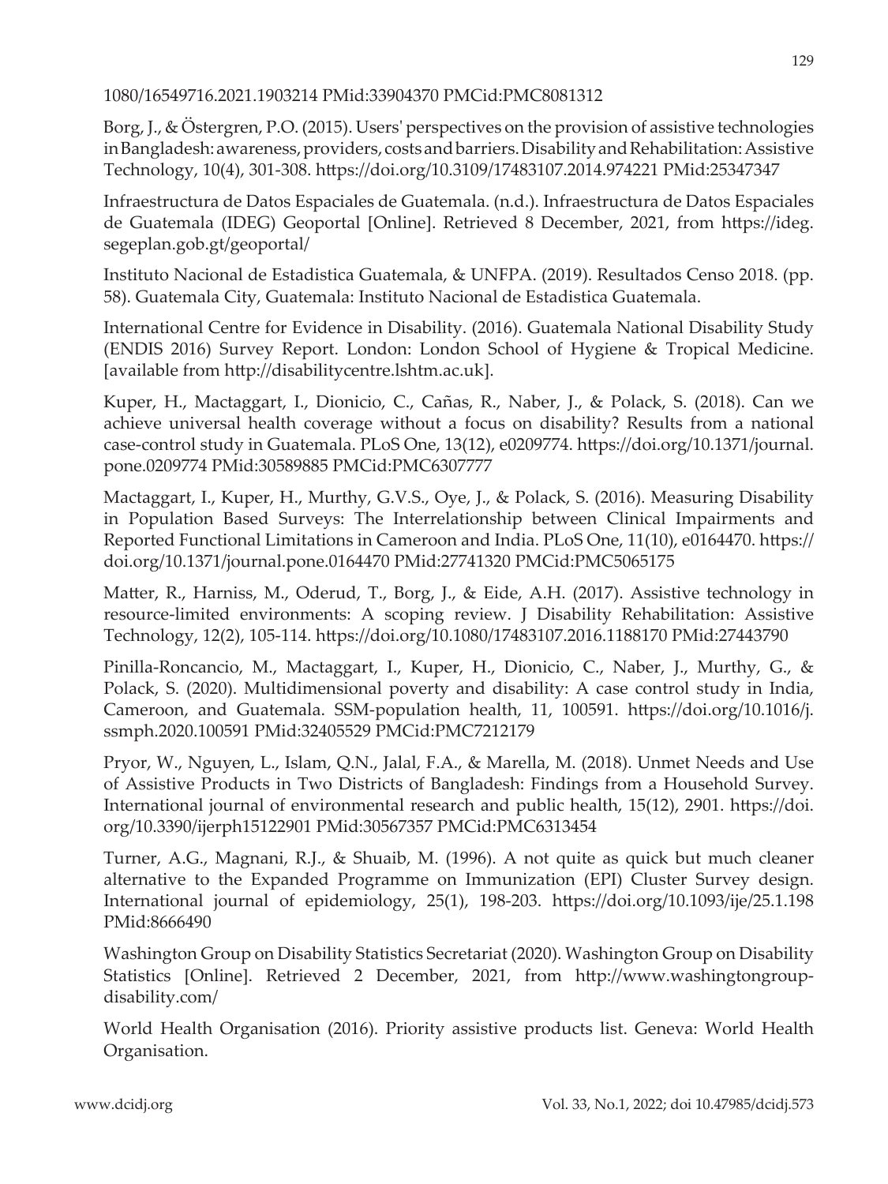1080/16549716.2021.1903214 PMid:33904370 PMCid:PMC8081312

Borg, J., & Östergren, P.O. (2015). Users' perspectives on the provision of assistive technologies in Bangladesh: awareness, providers, costs and barriers. Disability and Rehabilitation: Assistive Technology, 10(4), 301-308. https://doi.org/10.3109/17483107.2014.974221 PMid:25347347

Infraestructura de Datos Espaciales de Guatemala. (n.d.). Infraestructura de Datos Espaciales de Guatemala (IDEG) Geoportal [Online]. Retrieved 8 December, 2021, from https://ideg.segeplan.gob.gt/geoportal/

Instituto Nacional de Estadistica Guatemala, & UNFPA. (2019). Resultados Censo 2018. (pp. 58). Guatemala City, Guatemala: Instituto Nacional de Estadistica Guatemala.

International Centre for Evidence in Disability. (2016). Guatemala National Disability Study (ENDIS 2016) Survey Report. London: London School of Hygiene & Tropical Medicine. [available from http://disabilitycentre.lshtm.ac.uk].

Kuper, H., Mactaggart, I., Dionicio, C., Cañas, R., Naber, J., & Polack, S. (2018). Can we achieve universal health coverage without a focus on disability? Results from a national case-control study in Guatemala. PLoS One, 13(12), e0209774. https://doi.org/10.1371/journal.pone.0209774 PMid:30589885 PMCid:PMC6307777

Mactaggart, I., Kuper, H., Murthy, G.V.S., Oye, J., & Polack, S. (2016). Measuring Disability in Population Based Surveys: The Interrelationship between Clinical Impairments and Reported Functional Limitations in Cameroon and India. PLoS One, 11(10), e0164470. https://doi.org/10.1371/journal.pone.0164470 PMid:27741320 PMCid:PMC5065175

Matter, R., Harniss, M., Oderud, T., Borg, J., & Eide, A.H. (2017). Assistive technology in resource-limited environments: A scoping review. J Disability Rehabilitation: Assistive Technology, 12(2), 105-114. https://doi.org/10.1080/17483107.2016.1188170 PMid:27443790

Pinilla-Roncancio, M., Mactaggart, I., Kuper, H., Dionicio, C., Naber, J., Murthy, G., & Polack, S. (2020). Multidimensional poverty and disability: A case control study in India, Cameroon, and Guatemala. SSM-population health, 11, 100591. https://doi.org/10.1016/j.ssmph.2020.100591 PMid:32405529 PMCid:PMC7212179

Pryor, W., Nguyen, L., Islam, Q.N., Jalal, F.A., & Marella, M. (2018). Unmet Needs and Use of Assistive Products in Two Districts of Bangladesh: Findings from a Household Survey. International journal of environmental research and public health, 15(12), 2901. https://doi.org/10.3390/ijerph15122901 PMid:30567357 PMCid:PMC6313454

Turner, A.G., Magnani, R.J., & Shuaib, M. (1996). A not quite as quick but much cleaner alternative to the Expanded Programme on Immunization (EPI) Cluster Survey design. International journal of epidemiology, 25(1), 198-203. https://doi.org/10.1093/ije/25.1.198 PMid:8666490

Washington Group on Disability Statistics Secretariat (2020). Washington Group on Disability Statistics [Online]. Retrieved 2 December, 2021, from http://www.washingtongroup-disability.com/

World Health Organisation (2016). Priority assistive products list. Geneva: World Health Organisation.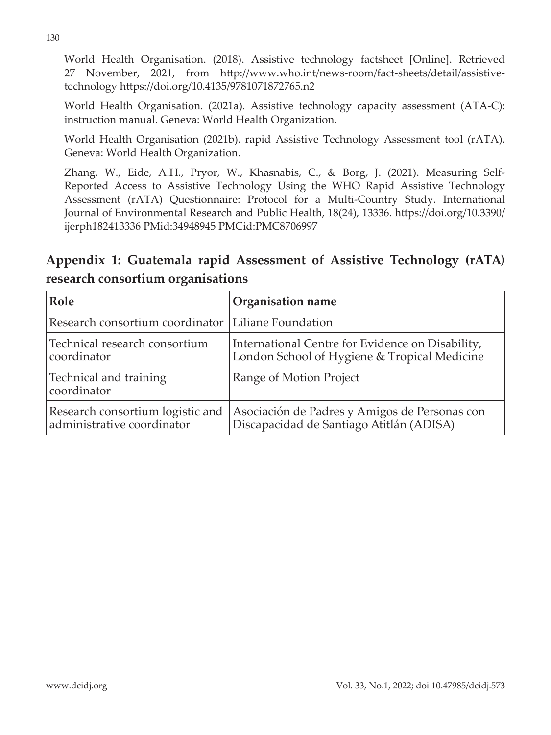World Health Organisation. (2018). Assistive technology factsheet [Online]. Retrieved 27 November, 2021, from http://www.who.int/news-room/fact-sheets/detail/assistive-technology https://doi.org/10.4135/9781071872765.n2

World Health Organisation. (2021a). Assistive technology capacity assessment (ATA-C): instruction manual. Geneva: World Health Organization.

World Health Organisation (2021b). rapid Assistive Technology Assessment tool (rATA). Geneva: World Health Organization.

Zhang, W., Eide, A.H., Pryor, W., Khasnabis, C., & Borg, J. (2021). Measuring Self-Reported Access to Assistive Technology Using the WHO Rapid Assistive Technology Assessment (rATA) Questionnaire: Protocol for a Multi-Country Study. International Journal of Environmental Research and Public Health, 18(24), 13336. https://doi.org/10.3390/ijerph182413336 PMid:34948945 PMCid:PMC8706997

## Appendix 1: Guatemala rapid Assessment of Assistive Technology (rATA) research consortium organisations

| Role | Organisation name |
|---|---|
| Research consortium coordinator | Liliane Foundation |
| Technical research consortium coordinator | International Centre for Evidence on Disability, London School of Hygiene & Tropical Medicine |
| Technical and training coordinator | Range of Motion Project |
| Research consortium logistic and administrative coordinator | Asociación de Padres y Amigos de Personas con Discapacidad de Santiago Atitlán (ADISA) |